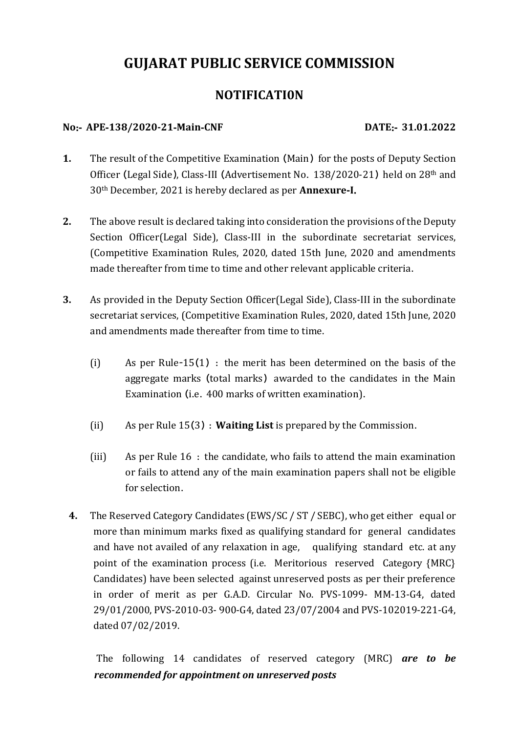# GUJARAT PUBLIC SERVICE COMMISSION

## NOTIFICATI0N

**No:- APE-138/2020-21-Main-CNF** **DATE:- 31.01.2022**

**1.** The result of the Competitive Examination (Main) for the posts of Deputy Section Officer (Legal Side), Class-III (Advertisement No. 138/2020-21) held on 28th and 30th December, 2021 is hereby declared as per **Annexure-I.**

**2.** The above result is declared taking into consideration the provisions of the Deputy Section Officer(Legal Side), Class-III in the subordinate secretariat services, (Competitive Examination Rules, 2020, dated 15th June, 2020 and amendments made thereafter from time to time and other relevant applicable criteria.

**3.** As provided in the Deputy Section Officer(Legal Side), Class-III in the subordinate secretariat services, (Competitive Examination Rules, 2020, dated 15th June, 2020 and amendments made thereafter from time to time.

(i) As per Rule-15(1) : the merit has been determined on the basis of the aggregate marks (total marks) awarded to the candidates in the Main Examination (i.e. 400 marks of written examination).

(ii) As per Rule 15(3) : **Waiting List** is prepared by the Commission.

(iii) As per Rule 16 : the candidate, who fails to attend the main examination or fails to attend any of the main examination papers shall not be eligible for selection.

**4.** The Reserved Category Candidates (EWS/SC / ST / SEBC), who get either equal or more than minimum marks fixed as qualifying standard for general candidates and have not availed of any relaxation in age, qualifying standard etc. at any point of the examination process (i.e. Meritorious reserved Category {MRC} Candidates) have been selected against unreserved posts as per their preference in order of merit as per G.A.D. Circular No. PVS-1099- MM-13-G4, dated 29/01/2000, PVS-2010-03- 900-G4, dated 23/07/2004 and PVS-102019-221-G4, dated 07/02/2019.

The following 14 candidates of reserved category (MRC) ***are to be recommended for appointment on unreserved posts***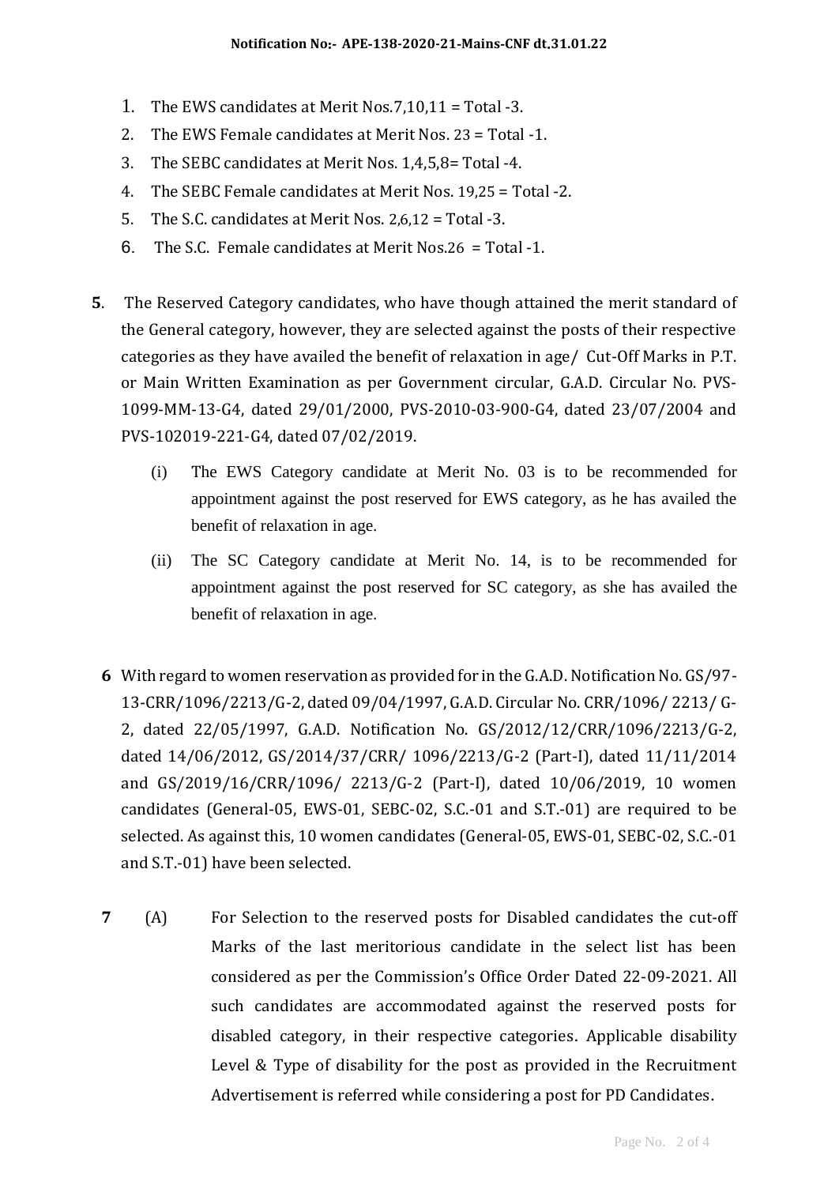1. The EWS candidates at Merit Nos.7,10,11 = Total -3.
2. The EWS Female candidates at Merit Nos. 23 = Total -1.
3. The SEBC candidates at Merit Nos. 1,4,5,8= Total -4.
4. The SEBC Female candidates at Merit Nos. 19,25 = Total -2.
5. The S.C. candidates at Merit Nos. 2,6,12 = Total -3.
6. The S.C. Female candidates at Merit Nos.26 = Total -1.

**5**. The Reserved Category candidates, who have though attained the merit standard of the General category, however, they are selected against the posts of their respective categories as they have availed the benefit of relaxation in age/ Cut-Off Marks in P.T. or Main Written Examination as per Government circular, G.A.D. Circular No. PVS-1099-MM-13-G4, dated 29/01/2000, PVS-2010-03-900-G4, dated 23/07/2004 and PVS-102019-221-G4, dated 07/02/2019.

(i) The EWS Category candidate at Merit No. 03 is to be recommended for appointment against the post reserved for EWS category, as he has availed the benefit of relaxation in age.

(ii) The SC Category candidate at Merit No. 14, is to be recommended for appointment against the post reserved for SC category, as she has availed the benefit of relaxation in age.

**6** With regard to women reservation as provided for in the G.A.D. Notification No. GS/97-13-CRR/1096/2213/G-2, dated 09/04/1997, G.A.D. Circular No. CRR/1096/ 2213/ G-2, dated 22/05/1997, G.A.D. Notification No. GS/2012/12/CRR/1096/2213/G-2, dated 14/06/2012, GS/2014/37/CRR/ 1096/2213/G-2 (Part-I), dated 11/11/2014 and GS/2019/16/CRR/1096/ 2213/G-2 (Part-I), dated 10/06/2019, 10 women candidates (General-05, EWS-01, SEBC-02, S.C.-01 and S.T.-01) are required to be selected. As against this, 10 women candidates (General-05, EWS-01, SEBC-02, S.C.-01 and S.T.-01) have been selected.

**7** (A) For Selection to the reserved posts for Disabled candidates the cut-off Marks of the last meritorious candidate in the select list has been considered as per the Commission's Office Order Dated 22-09-2021. All such candidates are accommodated against the reserved posts for disabled category, in their respective categories. Applicable disability Level & Type of disability for the post as provided in the Recruitment Advertisement is referred while considering a post for PD Candidates.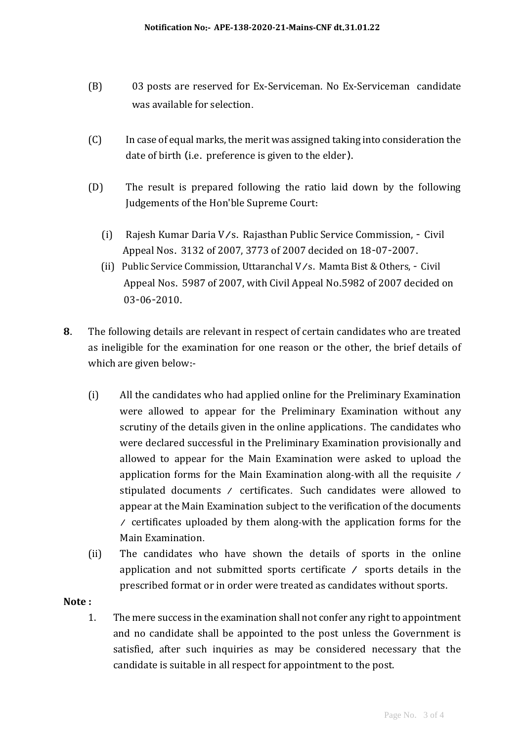(B) 03 posts are reserved for Ex-Serviceman. No Ex-Serviceman candidate was available for selection.

(C) In case of equal marks, the merit was assigned taking into consideration the date of birth (i.e. preference is given to the elder).

(D) The result is prepared following the ratio laid down by the following Judgements of the Hon'ble Supreme Court:

(i) Rajesh Kumar Daria V/s. Rajasthan Public Service Commission, - Civil Appeal Nos. 3132 of 2007, 3773 of 2007 decided on 18-07-2007.

(ii) Public Service Commission, Uttaranchal V/s. Mamta Bist & Others, - Civil Appeal Nos. 5987 of 2007, with Civil Appeal No.5982 of 2007 decided on 03-06-2010.

**8**. The following details are relevant in respect of certain candidates who are treated as ineligible for the examination for one reason or the other, the brief details of which are given below:-

(i) All the candidates who had applied online for the Preliminary Examination were allowed to appear for the Preliminary Examination without any scrutiny of the details given in the online applications. The candidates who were declared successful in the Preliminary Examination provisionally and allowed to appear for the Main Examination were asked to upload the application forms for the Main Examination along-with all the requisite / stipulated documents / certificates. Such candidates were allowed to appear at the Main Examination subject to the verification of the documents / certificates uploaded by them along-with the application forms for the Main Examination.

(ii) The candidates who have shown the details of sports in the online application and not submitted sports certificate / sports details in the prescribed format or in order were treated as candidates without sports.

**Note :**

1. The mere success in the examination shall not confer any right to appointment and no candidate shall be appointed to the post unless the Government is satisfied, after such inquiries as may be considered necessary that the candidate is suitable in all respect for appointment to the post.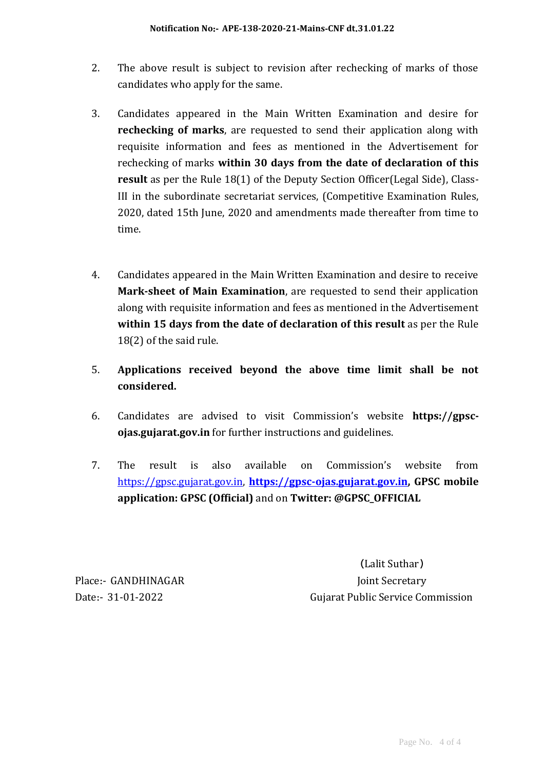2. The above result is subject to revision after rechecking of marks of those candidates who apply for the same.

3. Candidates appeared in the Main Written Examination and desire for **rechecking of marks**, are requested to send their application along with requisite information and fees as mentioned in the Advertisement for rechecking of marks **within 30 days from the date of declaration of this result** as per the Rule 18(1) of the Deputy Section Officer(Legal Side), Class-III in the subordinate secretariat services, (Competitive Examination Rules, 2020, dated 15th June, 2020 and amendments made thereafter from time to time.

4. Candidates appeared in the Main Written Examination and desire to receive **Mark-sheet of Main Examination**, are requested to send their application along with requisite information and fees as mentioned in the Advertisement **within 15 days from the date of declaration of this result** as per the Rule 18(2) of the said rule.

5. **Applications received beyond the above time limit shall be not considered.**

6. Candidates are advised to visit Commission's website **https://gpsc-ojas.gujarat.gov.in** for further instructions and guidelines.

7. The result is also available on Commission's website from https://gpsc.gujarat.gov.in, **https://gpsc-ojas.gujarat.gov.in, GPSC mobile application: GPSC (Official)** and on **Twitter: @GPSC_OFFICIAL**

(Lalit Suthar)
Joint Secretary
Gujarat Public Service Commission

Place:- GANDHINAGAR
Date:- 31-01-2022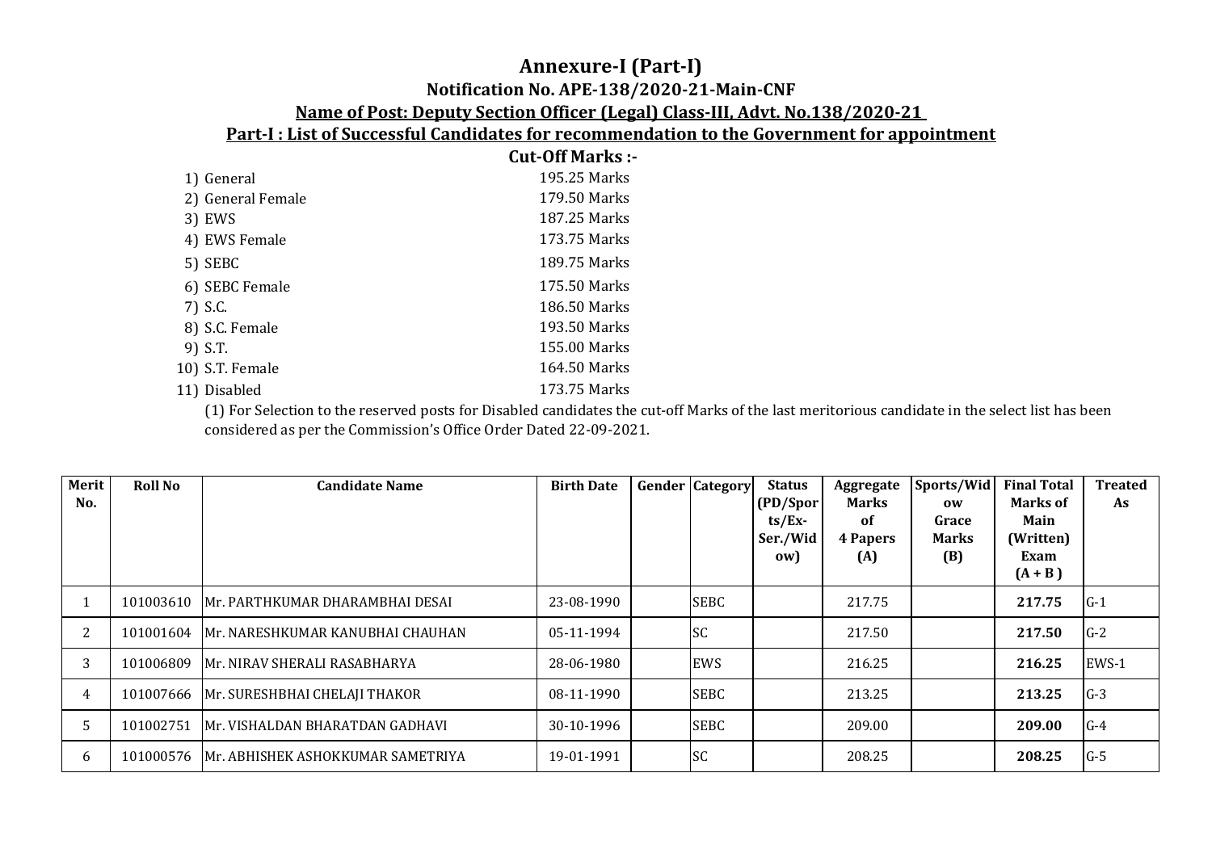# Annexure-I (Part-I)

## Notification No. APE-138/2020-21-Main-CNF

## Name of Post: Deputy Section Officer (Legal) Class-III, Advt. No.138/2020-21

## Part-I : List of Successful Candidates for recommendation to the Government for appointment

### Cut-Off Marks :-

1) General 195.25 Marks
2) General Female 179.50 Marks
3) EWS 187.25 Marks
4) EWS Female 173.75 Marks
5) SEBC 189.75 Marks
6) SEBC Female 175.50 Marks
7) S.C. 186.50 Marks
8) S.C. Female 193.50 Marks
9) S.T. 155.00 Marks
10) S.T. Female 164.50 Marks
11) Disabled 173.75 Marks

(1) For Selection to the reserved posts for Disabled candidates the cut-off Marks of the last meritorious candidate in the select list has been considered as per the Commission's Office Order Dated 22-09-2021.

| Merit No. | Roll No | Candidate Name | Birth Date | Gender | Category | Status (PD/Sports/Ex-Ser./Widow) | Aggregate Marks of 4 Papers (A) | Sports/Widow Grace Marks (B) | Final Total Marks of Main (Written) Exam (A + B ) | Treated As |
|---|---|---|---|---|---|---|---|---|---|---|
| 1 | 101003610 | Mr. PARTHKUMAR DHARAMBHAI DESAI | 23-08-1990 | | SEBC | | 217.75 | | **217.75** | G-1 |
| 2 | 101001604 | Mr. NARESHKUMAR KANUBHAI CHAUHAN | 05-11-1994 | | SC | | 217.50 | | **217.50** | G-2 |
| 3 | 101006809 | Mr. NIRAV SHERALI RASABHARYA | 28-06-1980 | | EWS | | 216.25 | | **216.25** | EWS-1 |
| 4 | 101007666 | Mr. SURESHBHAI CHELAJI THAKOR | 08-11-1990 | | SEBC | | 213.25 | | **213.25** | G-3 |
| 5 | 101002751 | Mr. VISHALDAN BHARATDAN GADHAVI | 30-10-1996 | | SEBC | | 209.00 | | **209.00** | G-4 |
| 6 | 101000576 | Mr. ABHISHEK ASHOKKUMAR SAMETRIYA | 19-01-1991 | | SC | | 208.25 | | **208.25** | G-5 |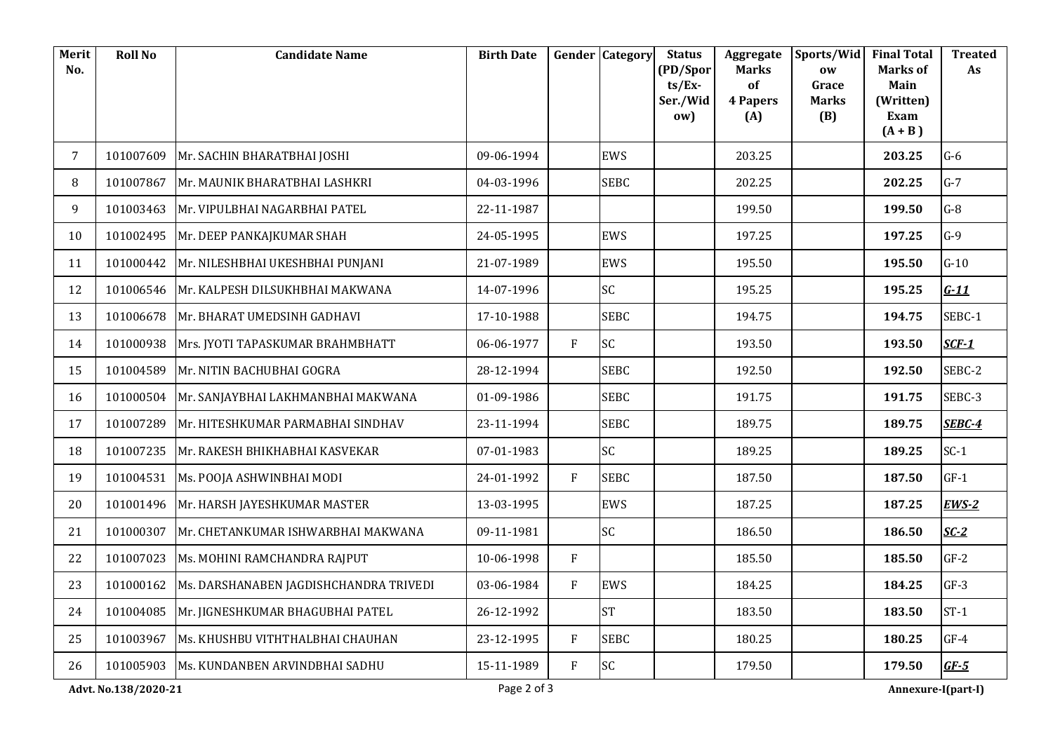| Merit No. | Roll No | Candidate Name | Birth Date | Gender | Category | Status (PD/Sports/Ex-Ser./Widow) | Aggregate Marks of 4 Papers (A) | Sports/Widow Grace Marks (B) | Final Total Marks of Main (Written) Exam (A + B ) | Treated As |
|---|---|---|---|---|---|---|---|---|---|---|
| 7 | 101007609 | Mr. SACHIN BHARATBHAI JOSHI | 09-06-1994 | | EWS | | 203.25 | | **203.25** | G-6 |
| 8 | 101007867 | Mr. MAUNIK BHARATBHAI LASHKRI | 04-03-1996 | | SEBC | | 202.25 | | **202.25** | G-7 |
| 9 | 101003463 | Mr. VIPULBHAI NAGARBHAI PATEL | 22-11-1987 | | | | 199.50 | | **199.50** | G-8 |
| 10 | 101002495 | Mr. DEEP PANKAJKUMAR SHAH | 24-05-1995 | | EWS | | 197.25 | | **197.25** | G-9 |
| 11 | 101000442 | Mr. NILESHBHAI UKESHBHAI PUNJANI | 21-07-1989 | | EWS | | 195.50 | | **195.50** | G-10 |
| 12 | 101006546 | Mr. KALPESH DILSUKHBHAI MAKWANA | 14-07-1996 | | SC | | 195.25 | | **195.25** | ***G-11*** |
| 13 | 101006678 | Mr. BHARAT UMEDSINH GADHAVI | 17-10-1988 | | SEBC | | 194.75 | | **194.75** | SEBC-1 |
| 14 | 101000938 | Mrs. JYOTI TAPASKUMAR BRAHMBHATT | 06-06-1977 | F | SC | | 193.50 | | **193.50** | ***SCF-1*** |
| 15 | 101004589 | Mr. NITIN BACHUBHAI GOGRA | 28-12-1994 | | SEBC | | 192.50 | | **192.50** | SEBC-2 |
| 16 | 101000504 | Mr. SANJAYBHAI LAKHMANBHAI MAKWANA | 01-09-1986 | | SEBC | | 191.75 | | **191.75** | SEBC-3 |
| 17 | 101007289 | Mr. HITESHKUMAR PARMABHAI SINDHAV | 23-11-1994 | | SEBC | | 189.75 | | **189.75** | ***SEBC-4*** |
| 18 | 101007235 | Mr. RAKESH BHIKHABHAI KASVEKAR | 07-01-1983 | | SC | | 189.25 | | **189.25** | SC-1 |
| 19 | 101004531 | Ms. POOJA ASHWINBHAI MODI | 24-01-1992 | F | SEBC | | 187.50 | | **187.50** | GF-1 |
| 20 | 101001496 | Mr. HARSH JAYESHKUMAR MASTER | 13-03-1995 | | EWS | | 187.25 | | **187.25** | ***EWS-2*** |
| 21 | 101000307 | Mr. CHETANKUMAR ISHWARBHAI MAKWANA | 09-11-1981 | | SC | | 186.50 | | **186.50** | ***SC-2*** |
| 22 | 101007023 | Ms. MOHINI RAMCHANDRA RAJPUT | 10-06-1998 | F | | | 185.50 | | **185.50** | GF-2 |
| 23 | 101000162 | Ms. DARSHANABEN JAGDISHCHANDRA TRIVEDI | 03-06-1984 | F | EWS | | 184.25 | | **184.25** | GF-3 |
| 24 | 101004085 | Mr. JIGNESHKUMAR BHAGUBHAI PATEL | 26-12-1992 | | ST | | 183.50 | | **183.50** | ST-1 |
| 25 | 101003967 | Ms. KHUSHBU VITHTHALBHAI CHAUHAN | 23-12-1995 | F | SEBC | | 180.25 | | **180.25** | GF-4 |
| 26 | 101005903 | Ms. KUNDANBEN ARVINDBHAI SADHU | 15-11-1989 | F | SC | | 179.50 | | **179.50** | ***GF-5*** |

**Advt. No.138/2020-21** **Annexure-I(part-I)**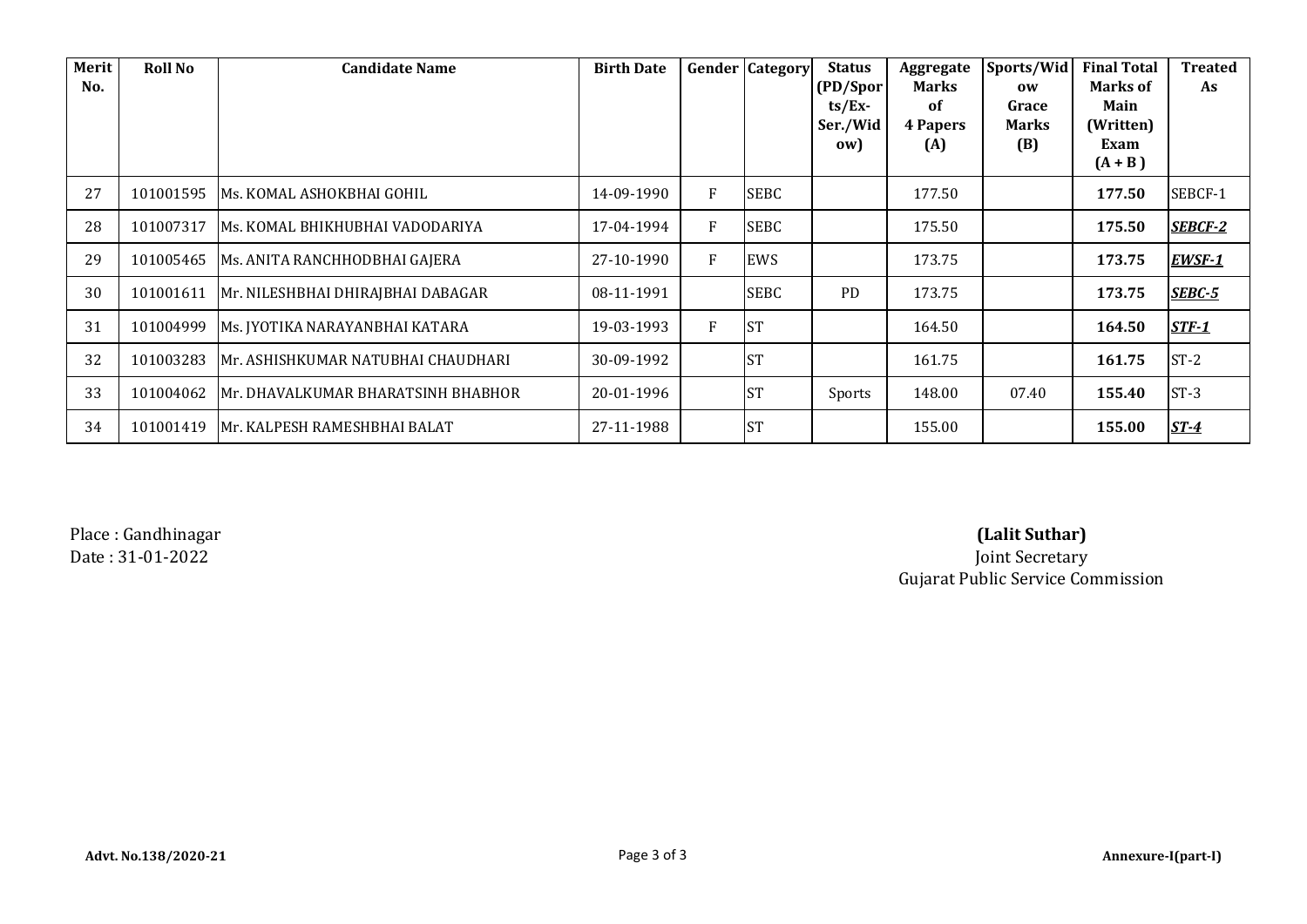| Merit No. | Roll No | Candidate Name | Birth Date | Gender | Category | Status (PD/Sports/Ex-Ser./Widow) | Aggregate Marks of 4 Papers (A) | Sports/Widow Grace Marks (B) | Final Total Marks of Main (Written) Exam (A + B ) | Treated As |
|---|---|---|---|---|---|---|---|---|---|---|
| 27 | 101001595 | Ms. KOMAL ASHOKBHAI GOHIL | 14-09-1990 | F | SEBC | | 177.50 | | **177.50** | SEBCF-1 |
| 28 | 101007317 | Ms. KOMAL BHIKHUBHAI VODADARIYA | 17-04-1994 | F | SEBC | | 175.50 | | **175.50** | ***SEBCF-2*** |
| 29 | 101005465 | Ms. ANITA RANCHHODBHAI GAJERA | 27-10-1990 | F | EWS | | 173.75 | | **173.75** | ***EWSF-1*** |
| 30 | 101001611 | Mr. NILESHBHAI DHIRAJBHAI DABAGAR | 08-11-1991 | | SEBC | PD | 173.75 | | **173.75** | ***SEBC-5*** |
| 31 | 101004999 | Ms. JYOTIKA NARAYANBHAI KATARA | 19-03-1993 | F | ST | | 164.50 | | **164.50** | ***STF-1*** |
| 32 | 101003283 | Mr. ASHISHKUMAR NATUBHAI CHAUDHARI | 30-09-1992 | | ST | | 161.75 | | **161.75** | ST-2 |
| 33 | 101004062 | Mr. DHAVALKUMAR BHARATSINH BHABHOR | 20-01-1996 | | ST | Sports | 148.00 | 07.40 | **155.40** | ST-3 |
| 34 | 101001419 | Mr. KALPESH RAMESHBHAI BALAT | 27-11-1988 | | ST | | 155.00 | | **155.00** | ***ST-4*** |

Place : Gandhinagar
Date : 31-01-2022

**(Lalit Suthar)**
Joint Secretary
Gujarat Public Service Commission

**Advt. No.138/2020-21** **Annexure-I(part-I)**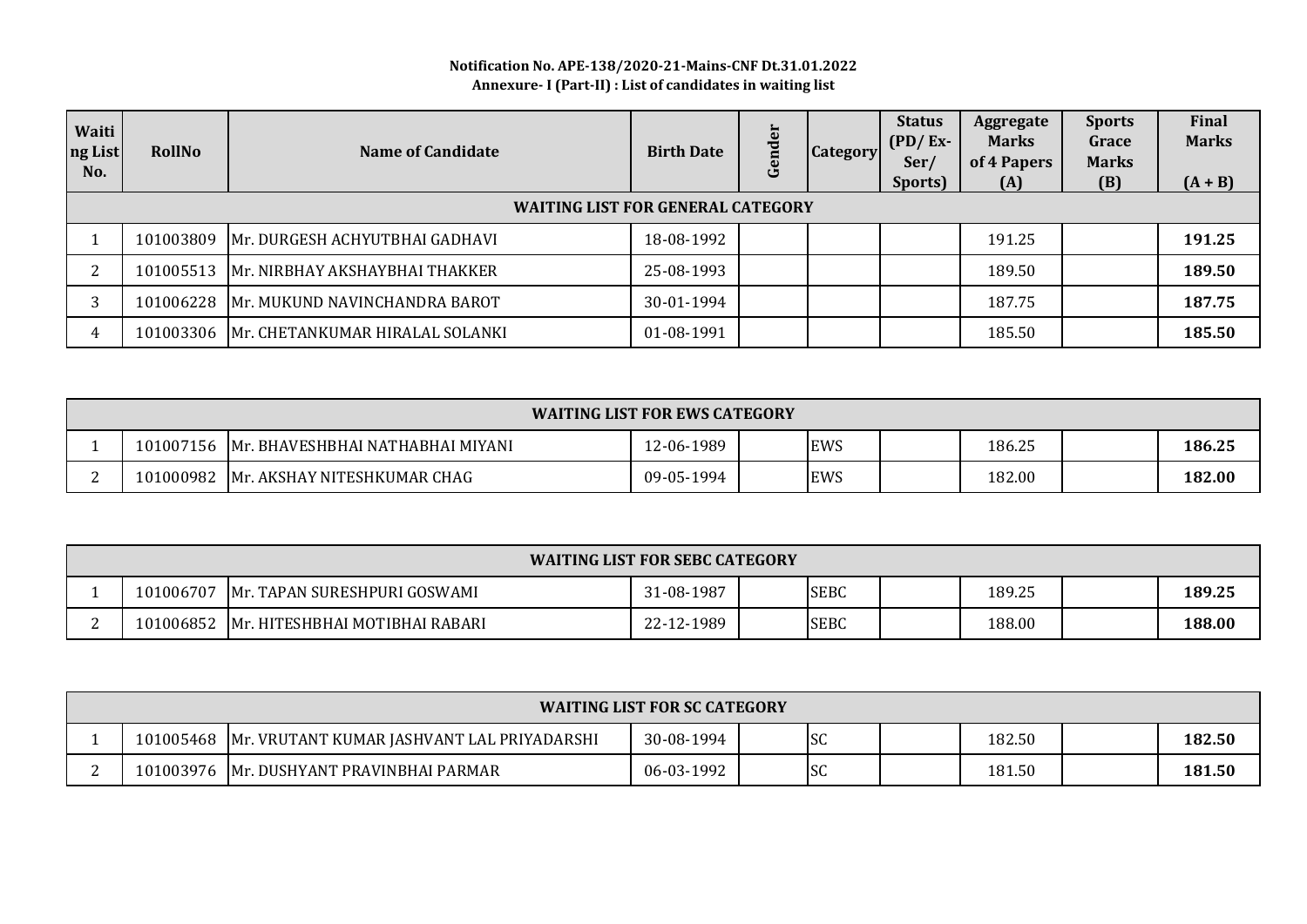**Notification No. APE-138/2020-21-Mains-CNF Dt.31.01.2022**
**Annexure- I (Part-II) : List of candidates in waiting list**

| Waiting List No. | RollNo | Name of Candidate | Birth Date | Gender | Category | Status (PD/ Ex-Ser/ Sports) | Aggregate Marks of 4 Papers (A) | Sports Grace Marks (B) | Final Marks (A + B) |
|---|---|---|---|---|---|---|---|---|---|
| **WAITING LIST FOR GENERAL CATEGORY** | | | | | | | | | |
| 1 | 101003809 | Mr. DURGESH ACHYUTBHAI GADHAVI | 18-08-1992 | | | | 191.25 | | **191.25** |
| 2 | 101005513 | Mr. NIRBHAY AKSHAYBHAI THAKKER | 25-08-1993 | | | | 189.50 | | **189.50** |
| 3 | 101006228 | Mr. MUKUND NAVINCHANDRA BAROT | 30-01-1994 | | | | 187.75 | | **187.75** |
| 4 | 101003306 | Mr. CHETANKUMAR HIRALAL SOLANKI | 01-08-1991 | | | | 185.50 | | **185.50** |
| **WAITING LIST FOR EWS CATEGORY** | | | | | | | | | |
| 1 | 101007156 | Mr. BHAVESHBHAI NATHABHAI MIYANI | 12-06-1989 | | EWS | | 186.25 | | **186.25** |
| 2 | 101000982 | Mr. AKSHAY NITESHKUMAR CHAG | 09-05-1994 | | EWS | | 182.00 | | **182.00** |
| **WAITING LIST FOR SEBC CATEGORY** | | | | | | | | | |
| 1 | 101006707 | Mr. TAPAN SURESHPURI GOSWAMI | 31-08-1987 | | SEBC | | 189.25 | | **189.25** |
| 2 | 101006852 | Mr. HITESHBHAI MOTIBHAI RABARI | 22-12-1989 | | SEBC | | 188.00 | | **188.00** |
| **WAITING LIST FOR SC CATEGORY** | | | | | | | | | |
| 1 | 101005468 | Mr. VRUTANT KUMAR JASHVANT LAL PRIYADARSHI | 30-08-1994 | | SC | | 182.50 | | **182.50** |
| 2 | 101003976 | Mr. DUSHYANT PRAVINBHAI PARMAR | 06-03-1992 | | SC | | 181.50 | | **181.50** |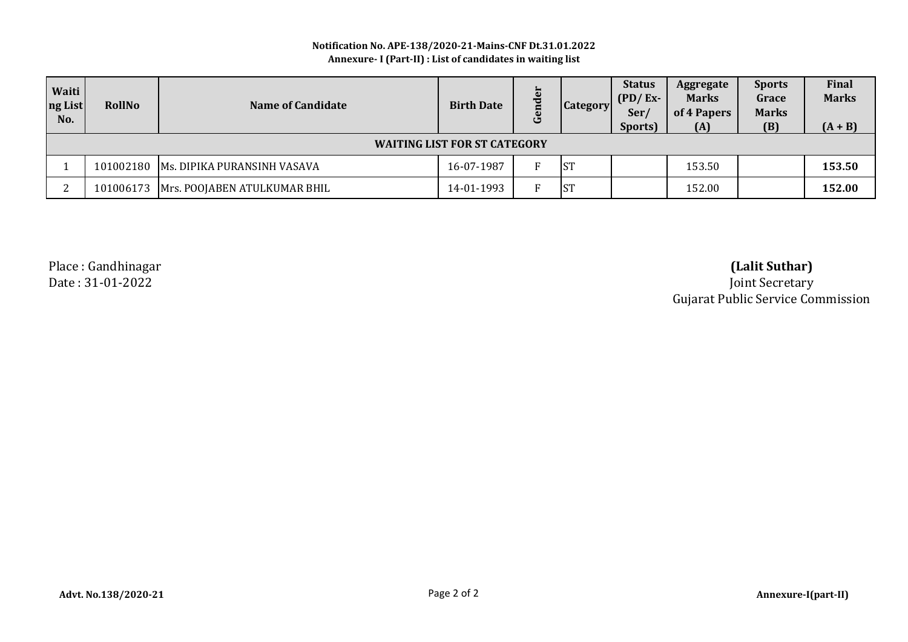**Notification No. APE-138/2020-21-Mains-CNF Dt.31.01.2022**
**Annexure- I (Part-II) : List of candidates in waiting list**

| Waiting List No. | RollNo | Name of Candidate | Birth Date | Gender | Category | Status (PD/ Ex-Ser/ Sports) | Aggregate Marks of 4 Papers (A) | Sports Grace Marks (B) | Final Marks (A + B) |
|---|---|---|---|---|---|---|---|---|---|
| **WAITING LIST FOR ST CATEGORY** | | | | | | | | | |
| 1 | 101002180 | Ms. DIPIKA PURANSINH VASAVA | 16-07-1987 | F | ST | | 153.50 | | **153.50** |
| 2 | 101006173 | Mrs. POOJABEN ATULKUMAR BHIL | 14-01-1993 | F | ST | | 152.00 | | **152.00** |

Place : Gandhinagar
Date : 31-01-2022

**(Lalit Suthar)**
Joint Secretary
Gujarat Public Service Commission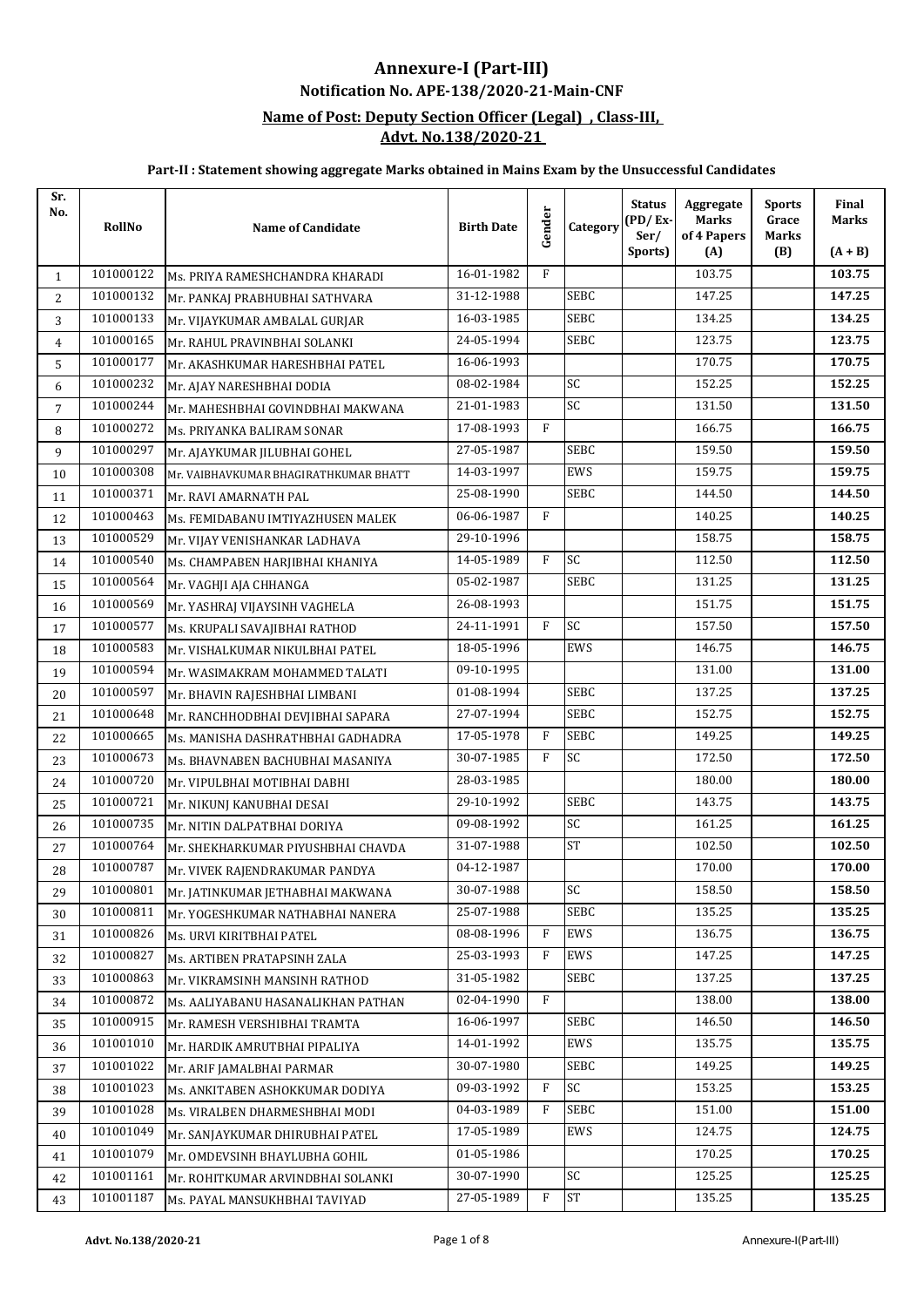# Annexure-I (Part-III)

## Notification No. APE-138/2020-21-Main-CNF

### Name of Post: Deputy Section Officer (Legal) , Class-III, Advt. No.138/2020-21

#### Part-II : Statement showing aggregate Marks obtained in Mains Exam by the Unsuccessful Candidates

| Sr. No. | RollNo | Name of Candidate | Birth Date | Gender | Category | Status (PD/ Ex-Ser/ Sports) | Aggregate Marks of 4 Papers (A) | Sports Grace Marks (B) | Final Marks (A + B) |
|---|---|---|---|---|---|---|---|---|---|
| 1 | 101000122 | Ms. PRIYA RAMESHCHANDRA KHARADI | 16-01-1982 | F | | | 103.75 | | **103.75** |
| 2 | 101000132 | Mr. PANKAJ PRABHUBHAI SATHVARA | 31-12-1988 | | SEBC | | 147.25 | | **147.25** |
| 3 | 101000133 | Mr. VIJAYKUMAR AMBALAL GURJAR | 16-03-1985 | | SEBC | | 134.25 | | **134.25** |
| 4 | 101000165 | Mr. RAHUL PRAVINBHAI SOLANKI | 24-05-1994 | | SEBC | | 123.75 | | **123.75** |
| 5 | 101000177 | Mr. AKASHKUMAR HARESHBHAI PATEL | 16-06-1993 | | | | 170.75 | | **170.75** |
| 6 | 101000232 | Mr. AJAY NARESHBHAI DODIA | 08-02-1984 | | SC | | 152.25 | | **152.25** |
| 7 | 101000244 | Mr. MAHESHBHAI GOVINDBHAI MAKWANA | 21-01-1983 | | SC | | 131.50 | | **131.50** |
| 8 | 101000272 | Ms. PRIYANKA BALIRAM SONAR | 17-08-1993 | F | | | 166.75 | | **166.75** |
| 9 | 101000297 | Mr. AJAYKUMAR JILUBHAI GOHEL | 27-05-1987 | | SEBC | | 159.50 | | **159.50** |
| 10 | 101000308 | Mr. VAIBHAVKUMAR BHAGIRATHKUMAR BHATT | 14-03-1997 | | EWS | | 159.75 | | **159.75** |
| 11 | 101000371 | Mr. RAVI AMARNATH PAL | 25-08-1990 | | SEBC | | 144.50 | | **144.50** |
| 12 | 101000463 | Ms. FEMIDABANU IMTIYAZHUSEN MALEK | 06-06-1987 | F | | | 140.25 | | **140.25** |
| 13 | 101000529 | Mr. VIJAY VENISHANKAR LADHAVA | 29-10-1996 | | | | 158.75 | | **158.75** |
| 14 | 101000540 | Ms. CHAMPABEN HARJIBHAI KHANIYA | 14-05-1989 | F | SC | | 112.50 | | **112.50** |
| 15 | 101000564 | Mr. VAGHJI AJA CHHANGA | 05-02-1987 | | SEBC | | 131.25 | | **131.25** |
| 16 | 101000569 | Mr. YASHRAJ VIJAYSINH VAGHELA | 26-08-1993 | | | | 151.75 | | **151.75** |
| 17 | 101000577 | Ms. KRUPALI SAVAJIBHAI RATHOD | 24-11-1991 | F | SC | | 157.50 | | **157.50** |
| 18 | 101000583 | Mr. VISHALKUMAR NIKULBHAI PATEL | 18-05-1996 | | EWS | | 146.75 | | **146.75** |
| 19 | 101000594 | Mr. WASIMAKRAM MOHAMMED TALATI | 09-10-1995 | | | | 131.00 | | **131.00** |
| 20 | 101000597 | Mr. BHAVIN RAJESHBHAI LIMBANI | 01-08-1994 | | SEBC | | 137.25 | | **137.25** |
| 21 | 101000648 | Mr. RANCHHODBHAI DEVJIBHAI SAPARA | 27-07-1994 | | SEBC | | 152.75 | | **152.75** |
| 22 | 101000665 | Ms. MANISHA DASHRATHBHAI GADHADRA | 17-05-1978 | F | SEBC | | 149.25 | | **149.25** |
| 23 | 101000673 | Ms. BHAVNABEN BACHUBHAI MASANIYA | 30-07-1985 | F | SC | | 172.50 | | **172.50** |
| 24 | 101000720 | Mr. VIPULBHAI MOTIBHAI DABHI | 28-03-1985 | | | | 180.00 | | **180.00** |
| 25 | 101000721 | Mr. NIKUNJ KANUBHAI DESAI | 29-10-1992 | | SEBC | | 143.75 | | **143.75** |
| 26 | 101000735 | Mr. NITIN DALPATBHAI DORIYA | 09-08-1992 | | SC | | 161.25 | | **161.25** |
| 27 | 101000764 | Mr. SHEKHARKUMAR PIYUSHBHAI CHAVDA | 31-07-1988 | | ST | | 102.50 | | **102.50** |
| 28 | 101000787 | Mr. VIVEK RAJENDRAKUMAR PANDYA | 04-12-1987 | | | | 170.00 | | **170.00** |
| 29 | 101000801 | Mr. JATINKUMAR JETHABHAI MAKWANA | 30-07-1988 | | SC | | 158.50 | | **158.50** |
| 30 | 101000811 | Mr. YOGESHKUMAR NATHABHAI NANERA | 25-07-1988 | | SEBC | | 135.25 | | **135.25** |
| 31 | 101000826 | Ms. URVI KIRITBHAI PATEL | 08-08-1996 | F | EWS | | 136.75 | | **136.75** |
| 32 | 101000827 | Ms. ARTIBEN PRATAPSINH ZALA | 25-03-1993 | F | EWS | | 147.25 | | **147.25** |
| 33 | 101000863 | Mr. VIKRAMSINH MANSINH RATHOD | 31-05-1982 | | SEBC | | 137.25 | | **137.25** |
| 34 | 101000872 | Ms. AALIYABANU HASANALIKHAN PATHAN | 02-04-1990 | F | | | 138.00 | | **138.00** |
| 35 | 101000915 | Mr. RAMESH VERSHIBHAI TRAMTA | 16-06-1997 | | SEBC | | 146.50 | | **146.50** |
| 36 | 101001010 | Mr. HARDIK AMRUTBHAI PIPALIYA | 14-01-1992 | | EWS | | 135.75 | | **135.75** |
| 37 | 101001022 | Mr. ARIF JAMALBHAI PARMAR | 30-07-1980 | | SEBC | | 149.25 | | **149.25** |
| 38 | 101001023 | Ms. ANKITABEN ASHOKKUMAR DODIYA | 09-03-1992 | F | SC | | 153.25 | | **153.25** |
| 39 | 101001028 | Ms. VIRALBEN DHARMESHBHAI MODI | 04-03-1989 | F | SEBC | | 151.00 | | **151.00** |
| 40 | 101001049 | Mr. SANJAYKUMAR DHIRUBHAI PATEL | 17-05-1989 | | EWS | | 124.75 | | **124.75** |
| 41 | 101001079 | Mr. OMDEVSINH BHAYLUBHA GOHIL | 01-05-1986 | | | | 170.25 | | **170.25** |
| 42 | 101001161 | Mr. ROHITKUMAR ARVINDBHAI SOLANKI | 30-07-1990 | | SC | | 125.25 | | **125.25** |
| 43 | 101001187 | Ms. PAYAL MANSUKHBHAI TAVIYAD | 27-05-1989 | F | ST | | 135.25 | | **135.25** |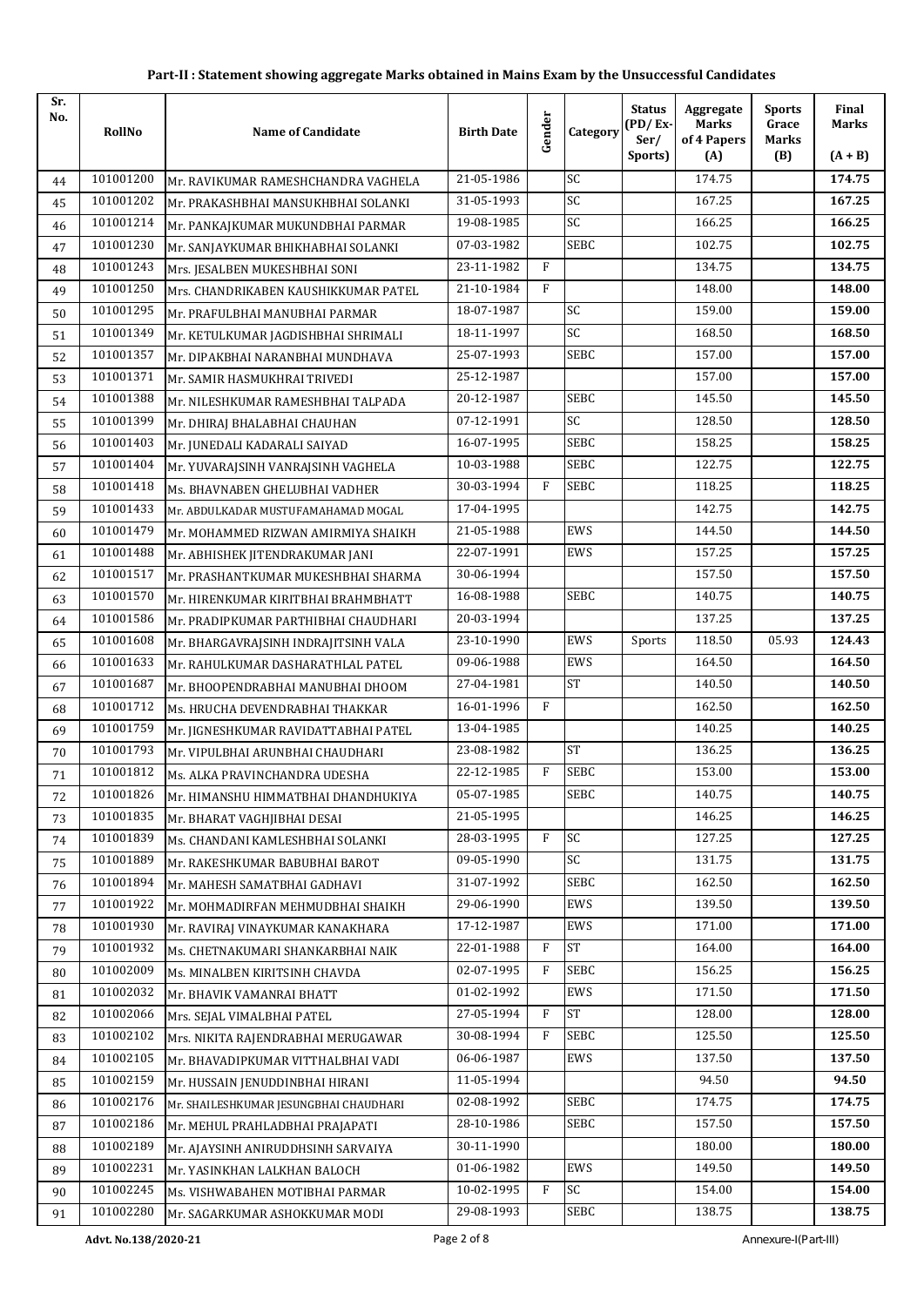## Part-II : Statement showing aggregate Marks obtained in Mains Exam by the Unsuccessful Candidates

| Sr. No. | RollNo | Name of Candidate | Birth Date | Gender | Category | Status (PD/ Ex-Ser/ Sports) | Aggregate Marks of 4 Papers (A) | Sports Grace Marks (B) | Final Marks (A + B) |
|---|---|---|---|---|---|---|---|---|---|
| 44 | 101001200 | Mr. RAVIKUMAR RAMESHCHANDRA VAGHELA | 21-05-1986 | | SC | | 174.75 | | **174.75** |
| 45 | 101001202 | Mr. PRAKASHBHAI MANSUKHBHAI SOLANKI | 31-05-1993 | | SC | | 167.25 | | **167.25** |
| 46 | 101001214 | Mr. PANKAJKUMAR MUKUNDBHAI PARMAR | 19-08-1985 | | SC | | 166.25 | | **166.25** |
| 47 | 101001230 | Mr. SANJAYKUMAR BHIKHABHAI SOLANKI | 07-03-1982 | | SEBC | | 102.75 | | **102.75** |
| 48 | 101001243 | Mrs. JESALBEN MUKESHBHAI SONI | 23-11-1982 | F | | | 134.75 | | **134.75** |
| 49 | 101001250 | Mrs. CHANDRIKABEN KAUSHIKKUMAR PATEL | 21-10-1984 | F | | | 148.00 | | **148.00** |
| 50 | 101001295 | Mr. PRAFULBHAI MANUBHAI PARMAR | 18-07-1987 | | SC | | 159.00 | | **159.00** |
| 51 | 101001349 | Mr. KETULKUMAR JAGDISHBHAI SHRIMALI | 18-11-1997 | | SC | | 168.50 | | **168.50** |
| 52 | 101001357 | Mr. DIPAKBHAI NARANBHAI MUNDHAVA | 25-07-1993 | | SEBC | | 157.00 | | **157.00** |
| 53 | 101001371 | Mr. SAMIR HASMUKHRAI TRIVEDI | 25-12-1987 | | | | 157.00 | | **157.00** |
| 54 | 101001388 | Mr. NILESHKUMAR RAMESHBHAI TALPADA | 20-12-1987 | | SEBC | | 145.50 | | **145.50** |
| 55 | 101001399 | Mr. DHIRAJ BHALABHAI CHAUHAN | 07-12-1991 | | SC | | 128.50 | | **128.50** |
| 56 | 101001403 | Mr. JUNEDALI KADARALI SAIYAD | 16-07-1995 | | SEBC | | 158.25 | | **158.25** |
| 57 | 101001404 | Mr. YUVARAJSINH VANRAJSINH VAGHELA | 10-03-1988 | | SEBC | | 122.75 | | **122.75** |
| 58 | 101001418 | Ms. BHAVNABEN GHELUBHAI VADHER | 30-03-1994 | F | SEBC | | 118.25 | | **118.25** |
| 59 | 101001433 | Mr. ABDULKADAR MUSTUFAMAHAMAD MOGAL | 17-04-1995 | | | | 142.75 | | **142.75** |
| 60 | 101001479 | Mr. MOHAMMED RIZWAN AMIRMIYA SHAIKH | 21-05-1988 | | EWS | | 144.50 | | **144.50** |
| 61 | 101001488 | Mr. ABHISHEK JITENDRAKUMAR JANI | 22-07-1991 | | EWS | | 157.25 | | **157.25** |
| 62 | 101001517 | Mr. PRASHANTKUMAR MUKESHBHAI SHARMA | 30-06-1994 | | | | 157.50 | | **157.50** |
| 63 | 101001570 | Mr. HIRENKUMAR KIRITBHAI BRAHMBHATT | 16-08-1988 | | SEBC | | 140.75 | | **140.75** |
| 64 | 101001586 | Mr. PRADIPKUMAR PARTHIBHAI CHAUDHARI | 20-03-1994 | | | | 137.25 | | **137.25** |
| 65 | 101001608 | Mr. BHARGAVRAJSINH INDRAJITSINH VALA | 23-10-1990 | | EWS | Sports | 118.50 | 05.93 | **124.43** |
| 66 | 101001633 | Mr. RAHULKUMAR DASHARATHLAL PATEL | 09-06-1988 | | EWS | | 164.50 | | **164.50** |
| 67 | 101001687 | Mr. BHOOPENDRABHAI MANUBHAI DHOOM | 27-04-1981 | | ST | | 140.50 | | **140.50** |
| 68 | 101001712 | Ms. HRUCHA DEVENDRABHAI THAKKAR | 16-01-1996 | F | | | 162.50 | | **162.50** |
| 69 | 101001759 | Mr. JIGNESHKUMAR RAVIDATTABHAI PATEL | 13-04-1985 | | | | 140.25 | | **140.25** |
| 70 | 101001793 | Mr. VIPULBHAI ARUNBHAI CHAUDHARI | 23-08-1982 | | ST | | 136.25 | | **136.25** |
| 71 | 101001812 | Ms. ALKA PRAVINCHANDRA UDESHA | 22-12-1985 | F | SEBC | | 153.00 | | **153.00** |
| 72 | 101001826 | Mr. HIMANSHU HIMMATBHAI DHANDHUKIYA | 05-07-1985 | | SEBC | | 140.75 | | **140.75** |
| 73 | 101001835 | Mr. BHARAT VAGHJIBHAI DESAI | 21-05-1995 | | | | 146.25 | | **146.25** |
| 74 | 101001839 | Ms. CHANDANI KAMLESHBHAI SOLANKI | 28-03-1995 | F | SC | | 127.25 | | **127.25** |
| 75 | 101001889 | Mr. RAKESHKUMAR BABUBHAI BAROT | 09-05-1990 | | SC | | 131.75 | | **131.75** |
| 76 | 101001894 | Mr. MAHESH SAMATBHAI GADHAVI | 31-07-1992 | | SEBC | | 162.50 | | **162.50** |
| 77 | 101001922 | Mr. MOHMADIRFAN MEHMUDBHAI SHAIKH | 29-06-1990 | | EWS | | 139.50 | | **139.50** |
| 78 | 101001930 | Mr. RAVIRAJ VINAYKUMAR KANAKHARA | 17-12-1987 | | EWS | | 171.00 | | **171.00** |
| 79 | 101001932 | Ms. CHETNAKUMARI SHANKARBHAI NAIK | 22-01-1988 | F | ST | | 164.00 | | **164.00** |
| 80 | 101002009 | Ms. MINALBEN KIRITSINH CHAVDA | 02-07-1995 | F | SEBC | | 156.25 | | **156.25** |
| 81 | 101002032 | Mr. BHAVIK VAMANRAI BHATT | 01-02-1992 | | EWS | | 171.50 | | **171.50** |
| 82 | 101002066 | Mrs. SEJAL VIMALBHAI PATEL | 27-05-1994 | F | ST | | 128.00 | | **128.00** |
| 83 | 101002102 | Mrs. NIKITA RAJENDRABHAI MERUGAWAR | 30-08-1994 | F | SEBC | | 125.50 | | **125.50** |
| 84 | 101002105 | Mr. BHAVADIPKUMAR VITTHALBHAI VADI | 06-06-1987 | | EWS | | 137.50 | | **137.50** |
| 85 | 101002159 | Mr. HUSSAIN JENUDDINBHAI HIRANI | 11-05-1994 | | | | 94.50 | | **94.50** |
| 86 | 101002176 | Mr. SHAILESHKUMAR JESUNGBHAI CHAUDHARI | 02-08-1992 | | SEBC | | 174.75 | | **174.75** |
| 87 | 101002186 | Mr. MEHUL PRAHLADBHAI PRAJAPATI | 28-10-1986 | | SEBC | | 157.50 | | **157.50** |
| 88 | 101002189 | Mr. AJAYSINH ANIRUDDHSINH SARVAIYA | 30-11-1990 | | | | 180.00 | | **180.00** |
| 89 | 101002231 | Mr. YASINKHAN LALKHAN BALOCH | 01-06-1982 | | EWS | | 149.50 | | **149.50** |
| 90 | 101002245 | Ms. VISHWABAHEN MOTIBHAI PARMAR | 10-02-1995 | F | SC | | 154.00 | | **154.00** |
| 91 | 101002280 | Mr. SAGARKUMAR ASHOKKUMAR MODI | 29-08-1993 | | SEBC | | 138.75 | | **138.75** |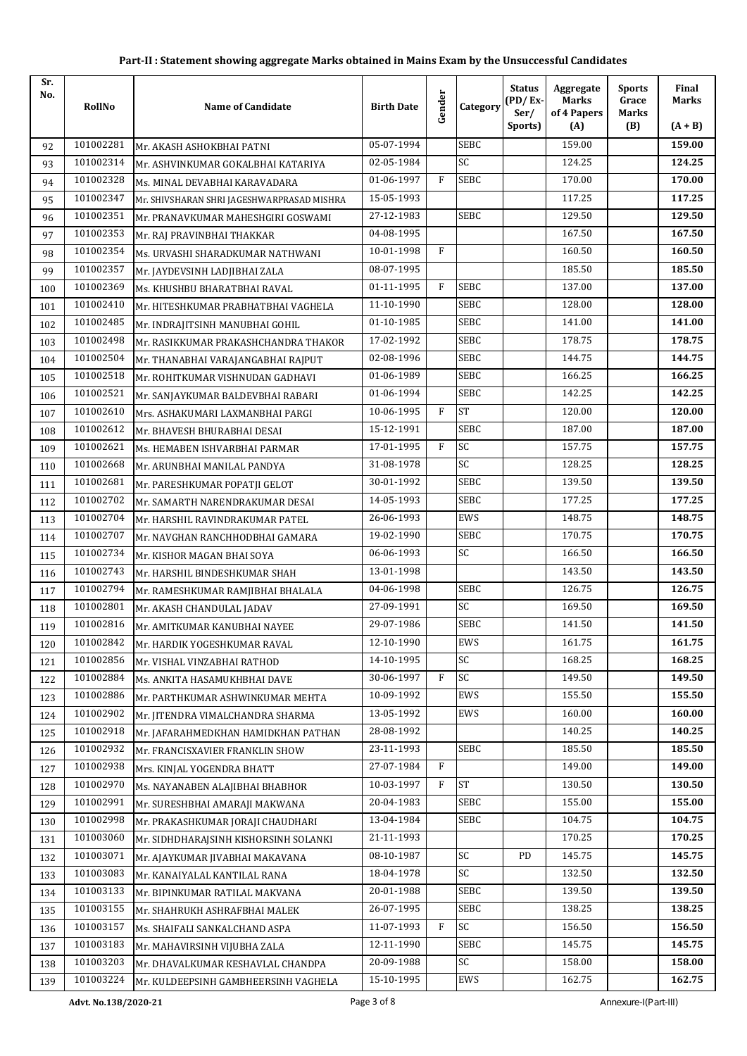## Part-II : Statement showing aggregate Marks obtained in Mains Exam by the Unsuccessful Candidates

| Sr. No. | RollNo | Name of Candidate | Birth Date | Gender | Category | Status (PD/ Ex-Ser/ Sports) | Aggregate Marks of 4 Papers (A) | Sports Grace Marks (B) | Final Marks (A + B) |
|---|---|---|---|---|---|---|---|---|---|
| 92 | 101002281 | Mr. AKASH ASHOKBHAI PATNI | 05-07-1994 | | SEBC | | 159.00 | | **159.00** |
| 93 | 101002314 | Mr. ASHVINKUMAR GOKALBHAI KATARIYA | 02-05-1984 | | SC | | 124.25 | | **124.25** |
| 94 | 101002328 | Ms. MINAL DEVABHAI KARAVADARA | 01-06-1997 | F | SEBC | | 170.00 | | **170.00** |
| 95 | 101002347 | Mr. SHIVSHARAN SHRI JAGESHWARPRASAD MISHRA | 15-05-1993 | | | | 117.25 | | **117.25** |
| 96 | 101002351 | Mr. PRANAVKUMAR MAHESHGIRI GOSWAMI | 27-12-1983 | | SEBC | | 129.50 | | **129.50** |
| 97 | 101002353 | Mr. RAJ PRAVINBHAI THAKKAR | 04-08-1995 | | | | 167.50 | | **167.50** |
| 98 | 101002354 | Ms. URVASHI SHARADKUMAR NATHWANI | 10-01-1998 | F | | | 160.50 | | **160.50** |
| 99 | 101002357 | Mr. JAYDEVSINH LADJIBHAI ZALA | 08-07-1995 | | | | 185.50 | | **185.50** |
| 100 | 101002369 | Ms. KHUSHBU BHARATBHAI RAVAL | 01-11-1995 | F | SEBC | | 137.00 | | **137.00** |
| 101 | 101002410 | Mr. HITESHKUMAR PRABHATBHAI VAGHELA | 11-10-1990 | | SEBC | | 128.00 | | **128.00** |
| 102 | 101002485 | Mr. INDRAJITSINH MANUBHAI GOHIL | 01-10-1985 | | SEBC | | 141.00 | | **141.00** |
| 103 | 101002498 | Mr. RASIKKUMAR PRAKASHCHANDRA THAKOR | 17-02-1992 | | SEBC | | 178.75 | | **178.75** |
| 104 | 101002504 | Mr. THANABHAI VARAJANGABHAI RAJPUT | 02-08-1996 | | SEBC | | 144.75 | | **144.75** |
| 105 | 101002518 | Mr. ROHITKUMAR VISHNUDAN GADHAVI | 01-06-1989 | | SEBC | | 166.25 | | **166.25** |
| 106 | 101002521 | Mr. SANJAYKUMAR BALDEVBHAI RABARI | 01-06-1994 | | SEBC | | 142.25 | | **142.25** |
| 107 | 101002610 | Mrs. ASHAKUMARI LAXMANBHAI PARGI | 10-06-1995 | F | ST | | 120.00 | | **120.00** |
| 108 | 101002612 | Mr. BHAVESH BHURABHAI DESAI | 15-12-1991 | | SEBC | | 187.00 | | **187.00** |
| 109 | 101002621 | Ms. HEMABEN ISHVARBHAI PARMAR | 17-01-1995 | F | SC | | 157.75 | | **157.75** |
| 110 | 101002668 | Mr. ARUNBHAI MANILAL PANDYA | 31-08-1978 | | SC | | 128.25 | | **128.25** |
| 111 | 101002681 | Mr. PARESHKUMAR POPATJI GELOT | 30-01-1992 | | SEBC | | 139.50 | | **139.50** |
| 112 | 101002702 | Mr. SAMARTH NARENDRAKUMAR DESAI | 14-05-1993 | | SEBC | | 177.25 | | **177.25** |
| 113 | 101002704 | Mr. HARSHIL RAVINDRAKUMAR PATEL | 26-06-1993 | | EWS | | 148.75 | | **148.75** |
| 114 | 101002707 | Mr. NAVGHAN RANCHHODBHAI GAMARA | 19-02-1990 | | SEBC | | 170.75 | | **170.75** |
| 115 | 101002734 | Mr. KISHOR MAGAN BHAI SOYA | 06-06-1993 | | SC | | 166.50 | | **166.50** |
| 116 | 101002743 | Mr. HARSHIL BINDESHKUMAR SHAH | 13-01-1998 | | | | 143.50 | | **143.50** |
| 117 | 101002794 | Mr. RAMESHKUMAR RAMJIBHAI BHALALA | 04-06-1998 | | SEBC | | 126.75 | | **126.75** |
| 118 | 101002801 | Mr. AKASH CHANDULAL JADAV | 27-09-1991 | | SC | | 169.50 | | **169.50** |
| 119 | 101002816 | Mr. AMITKUMAR KANUBHAI NAYEE | 29-07-1986 | | SEBC | | 141.50 | | **141.50** |
| 120 | 101002842 | Mr. HARDIK YOGESHKUMAR RAVAL | 12-10-1990 | | EWS | | 161.75 | | **161.75** |
| 121 | 101002856 | Mr. VISHAL VINZABHAI RATHOD | 14-10-1995 | | SC | | 168.25 | | **168.25** |
| 122 | 101002884 | Ms. ANKITA HASAMUKHBHAI DAVE | 30-06-1997 | F | SC | | 149.50 | | **149.50** |
| 123 | 101002886 | Mr. PARTHKUMAR ASHWINKUMAR MEHTA | 10-09-1992 | | EWS | | 155.50 | | **155.50** |
| 124 | 101002902 | Mr. JITENDRA VIMALCHANDRA SHARMA | 13-05-1992 | | EWS | | 160.00 | | **160.00** |
| 125 | 101002918 | Mr. JAFARAHMEDKHAN HAMIDKHAN PATHAN | 28-08-1992 | | | | 140.25 | | **140.25** |
| 126 | 101002932 | Mr. FRANCISXAVIER FRANKLIN SHOW | 23-11-1993 | | SEBC | | 185.50 | | **185.50** |
| 127 | 101002938 | Mrs. KINJAL YOGENDRA BHATT | 27-07-1984 | F | | | 149.00 | | **149.00** |
| 128 | 101002970 | Ms. NAYANABEN ALAJIBHAI BHABHOR | 10-03-1997 | F | ST | | 130.50 | | **130.50** |
| 129 | 101002991 | Mr. SURESHBHAI AMARAJI MAKWANA | 20-04-1983 | | SEBC | | 155.00 | | **155.00** |
| 130 | 101002998 | Mr. PRAKASHKUMAR JORAJI CHAUDHARI | 13-04-1984 | | SEBC | | 104.75 | | **104.75** |
| 131 | 101003060 | Mr. SIDHDHARAJSINH KISHORSINH SOLANKI | 21-11-1993 | | | | 170.25 | | **170.25** |
| 132 | 101003071 | Mr. AJAYKUMAR JIVABHAI MAKAVANA | 08-10-1987 | | SC | PD | 145.75 | | **145.75** |
| 133 | 101003083 | Mr. KANAIYALAL KANTILAL RANA | 18-04-1978 | | SC | | 132.50 | | **132.50** |
| 134 | 101003133 | Mr. BIPINKUMAR RATILAL MAKVANA | 20-01-1988 | | SEBC | | 139.50 | | **139.50** |
| 135 | 101003155 | Mr. SHAHRUKH ASHRAFBHAI MALEK | 26-07-1995 | | SEBC | | 138.25 | | **138.25** |
| 136 | 101003157 | Ms. SHAIFALI SANKALCHAND ASPA | 11-07-1993 | F | SC | | 156.50 | | **156.50** |
| 137 | 101003183 | Mr. MAHAVIRSINH VIJUBHA ZALA | 12-11-1990 | | SEBC | | 145.75 | | **145.75** |
| 138 | 101003203 | Mr. DHAVALKUMAR KESHAVLAL CHANDPA | 20-09-1988 | | SC | | 158.00 | | **158.00** |
| 139 | 101003224 | Mr. KULDEEPSINH GAMBHEERSINH VAGHELA | 15-10-1995 | | EWS | | 162.75 | | **162.75** |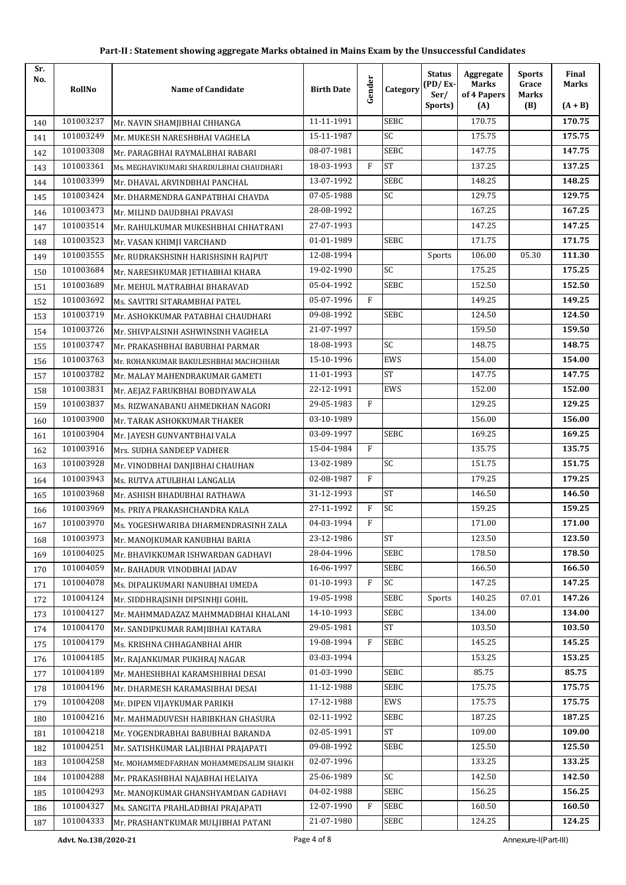## Part-II : Statement showing aggregate Marks obtained in Mains Exam by the Unsuccessful Candidates

| Sr. No. | RollNo | Name of Candidate | Birth Date | Gender | Category | Status (PD/ Ex-Ser/ Sports) | Aggregate Marks of 4 Papers (A) | Sports Grace Marks (B) | Final Marks (A + B) |
|---|---|---|---|---|---|---|---|---|---|
| 140 | 101003237 | Mr. NAVIN SHAMJIBHAI CHHANGA | 11-11-1991 | | SEBC | | 170.75 | | **170.75** |
| 141 | 101003249 | Mr. MUKESH NARESHBHAI VAGHELA | 15-11-1987 | | SC | | 175.75 | | **175.75** |
| 142 | 101003308 | Mr. PARAGBHAI RAYMALBHAI RABARI | 08-07-1981 | | SEBC | | 147.75 | | **147.75** |
| 143 | 101003361 | Ms. MEGHAVIKUMARI SHARDULBHAI CHAUDHARI | 18-03-1993 | F | ST | | 137.25 | | **137.25** |
| 144 | 101003399 | Mr. DHAVAL ARVINDBHAI PANCHAL | 13-07-1992 | | SEBC | | 148.25 | | **148.25** |
| 145 | 101003424 | Mr. DHARMENDRA GANPATBHAI CHAVDA | 07-05-1988 | | SC | | 129.75 | | **129.75** |
| 146 | 101003473 | Mr. MILIND DAUDBHAI PRAVASI | 28-08-1992 | | | | 167.25 | | **167.25** |
| 147 | 101003514 | Mr. RAHULKUMAR MUKESHBHAI CHHATRANI | 27-07-1993 | | | | 147.25 | | **147.25** |
| 148 | 101003523 | Mr. VASAN KHIMJI VARCHAND | 01-01-1989 | | SEBC | | 171.75 | | **171.75** |
| 149 | 101003555 | Mr. RUDRAKSHSINH HARISHSINH RAJPUT | 12-08-1994 | | | Sports | 106.00 | 05.30 | **111.30** |
| 150 | 101003684 | Mr. NARESHKUMAR JETHABHAI KHARA | 19-02-1990 | | SC | | 175.25 | | **175.25** |
| 151 | 101003689 | Mr. MEHUL MATRABHAI BHARAVAD | 05-04-1992 | | SEBC | | 152.50 | | **152.50** |
| 152 | 101003692 | Ms. SAVITRI SITARAMBHAI PATEL | 05-07-1996 | F | | | 149.25 | | **149.25** |
| 153 | 101003719 | Mr. ASHOKKUMAR PATABHAI CHAUDHARI | 09-08-1992 | | SEBC | | 124.50 | | **124.50** |
| 154 | 101003726 | Mr. SHIVPALSINH ASHWINSINH VAGHELA | 21-07-1997 | | | | 159.50 | | **159.50** |
| 155 | 101003747 | Mr. PRAKASHBHAI BABUBHAI PARMAR | 18-08-1993 | | SC | | 148.75 | | **148.75** |
| 156 | 101003763 | Mr. ROHANKUMAR BAKULESHBHAI MACHCHHAR | 15-10-1996 | | EWS | | 154.00 | | **154.00** |
| 157 | 101003782 | Mr. MALAY MAHENDRAKUMAR GAMETI | 11-01-1993 | | ST | | 147.75 | | **147.75** |
| 158 | 101003831 | Mr. AEJAZ FARUKBHAI BOBDIYAWALA | 22-12-1991 | | EWS | | 152.00 | | **152.00** |
| 159 | 101003837 | Ms. RIZWANABANU AHMEDKHAN NAGORI | 29-05-1983 | F | | | 129.25 | | **129.25** |
| 160 | 101003900 | Mr. TARAK ASHOKKUMAR THAKER | 03-10-1989 | | | | 156.00 | | **156.00** |
| 161 | 101003904 | Mr. JAYESH GUNVANTBHAI VALA | 03-09-1997 | | SEBC | | 169.25 | | **169.25** |
| 162 | 101003916 | Mrs. SUDHA SANDEEP VADHER | 15-04-1984 | F | | | 135.75 | | **135.75** |
| 163 | 101003928 | Mr. VINODBHAI DANJIBHAI CHAUHAN | 13-02-1989 | | SC | | 151.75 | | **151.75** |
| 164 | 101003943 | Ms. RUTVA ATULBHAI LANGALIA | 02-08-1987 | F | | | 179.25 | | **179.25** |
| 165 | 101003968 | Mr. ASHISH BHADUBHAI RATHAWA | 31-12-1993 | | ST | | 146.50 | | **146.50** |
| 166 | 101003969 | Ms. PRIYA PRAKASHCHANDRA KALA | 27-11-1992 | F | SC | | 159.25 | | **159.25** |
| 167 | 101003970 | Ms. YOGESHWARIBA DHARMENDRASINH ZALA | 04-03-1994 | F | | | 171.00 | | **171.00** |
| 168 | 101003973 | Mr. MANOJKUMAR KANUBHAI BARIA | 23-12-1986 | | ST | | 123.50 | | **123.50** |
| 169 | 101004025 | Mr. BHAVIKKUMAR ISHWARDAN GADHAVI | 28-04-1996 | | SEBC | | 178.50 | | **178.50** |
| 170 | 101004059 | Mr. BAHADUR VINODBHAI JADAV | 16-06-1997 | | SEBC | | 166.50 | | **166.50** |
| 171 | 101004078 | Ms. DIPALIKUMARI NANUBHAI UMEDA | 01-10-1993 | F | SC | | 147.25 | | **147.25** |
| 172 | 101004124 | Mr. SIDDHRAJSINH DIPSINHJI GOHIL | 19-05-1998 | | SEBC | Sports | 140.25 | 07.01 | **147.26** |
| 173 | 101004127 | Mr. MAHMMADAZAZ MAHMMADBHAI KHALANI | 14-10-1993 | | SEBC | | 134.00 | | **134.00** |
| 174 | 101004170 | Mr. SANDIPKUMAR RAMJIBHAI KATARA | 29-05-1981 | | ST | | 103.50 | | **103.50** |
| 175 | 101004179 | Ms. KRISHNA CHHAGANBHAI AHIR | 19-08-1994 | F | SEBC | | 145.25 | | **145.25** |
| 176 | 101004185 | Mr. RAJANKUMAR PUKHRAJ NAGAR | 03-03-1994 | | | | 153.25 | | **153.25** |
| 177 | 101004189 | Mr. MAHESHBHAI KARAMSHIBHAI DESAI | 01-03-1990 | | SEBC | | 85.75 | | **85.75** |
| 178 | 101004196 | Mr. DHARMESH KARAMASIBHAI DESAI | 11-12-1988 | | SEBC | | 175.75 | | **175.75** |
| 179 | 101004208 | Mr. DIPEN VIJAYKUMAR PARIKH | 17-12-1988 | | EWS | | 175.75 | | **175.75** |
| 180 | 101004216 | Mr. MAHMADUVESH HABIBKHAN GHASURA | 02-11-1992 | | SEBC | | 187.25 | | **187.25** |
| 181 | 101004218 | Mr. YOGENDRABHAI BABUBHAI BARANDA | 02-05-1991 | | ST | | 109.00 | | **109.00** |
| 182 | 101004251 | Mr. SATISHKUMAR LALJIBHAI PRAJAPATI | 09-08-1992 | | SEBC | | 125.50 | | **125.50** |
| 183 | 101004258 | Mr. MOHAMMEDFARHAN MOHAMMEDSALIM SHAIKH | 02-07-1996 | | | | 133.25 | | **133.25** |
| 184 | 101004288 | Mr. PRAKASHBHAI NAJABHAI HELAIYA | 25-06-1989 | | SC | | 142.50 | | **142.50** |
| 185 | 101004293 | Mr. MANOJKUMAR GHANSHYAMDAN GADHAVI | 04-02-1988 | | SEBC | | 156.25 | | **156.25** |
| 186 | 101004327 | Ms. SANGITA PRAHLADBHAI PRAJAPATI | 12-07-1990 | F | SEBC | | 160.50 | | **160.50** |
| 187 | 101004333 | Mr. PRASHANTKUMAR MULJIBHAI PATANI | 21-07-1980 | | SEBC | | 124.25 | | **124.25** |

Advt. No.138/2020-21 | Annexure-I(Part-III)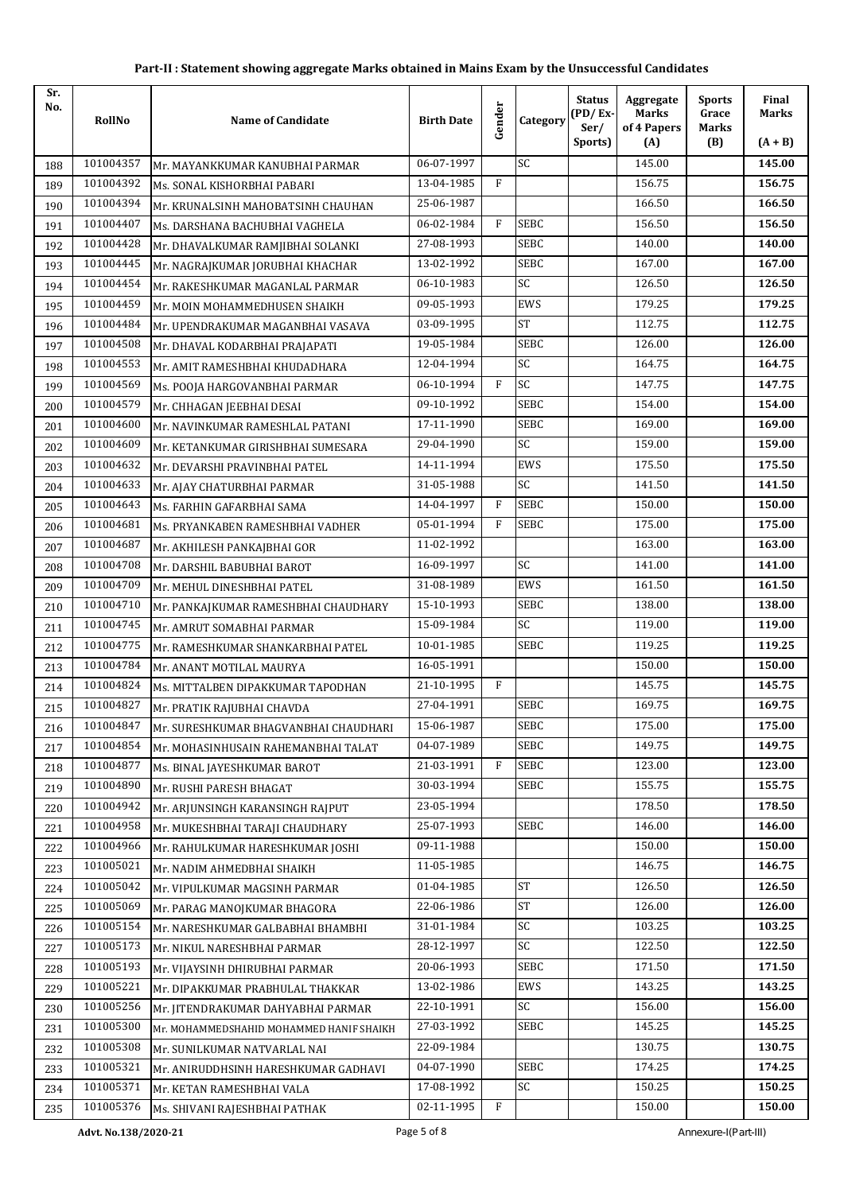**Part-II : Statement showing aggregate Marks obtained in Mains Exam by the Unsuccessful Candidates**

| Sr. No. | RollNo | Name of Candidate | Birth Date | Gender | Category | Status (PD/ Ex-Ser/ Sports) | Aggregate Marks of 4 Papers (A) | Sports Grace Marks (B) | Final Marks (A + B) |
|---|---|---|---|---|---|---|---|---|---|
| 188 | 101004357 | Mr. MAYANKKUMAR KANUBHAI PARMAR | 06-07-1997 | | SC | | 145.00 | | **145.00** |
| 189 | 101004392 | Ms. SONAL KISHORBHAI PABARI | 13-04-1985 | F | | | 156.75 | | **156.75** |
| 190 | 101004394 | Mr. KRUNALSINH MAHOBATSINH CHAUHAN | 25-06-1987 | | | | 166.50 | | **166.50** |
| 191 | 101004407 | Ms. DARSHANA BACHUBHAI VAGHELA | 06-02-1984 | F | SEBC | | 156.50 | | **156.50** |
| 192 | 101004428 | Mr. DHAVALKUMAR RAMJIBHAI SOLANKI | 27-08-1993 | | SEBC | | 140.00 | | **140.00** |
| 193 | 101004445 | Mr. NAGRAJKUMAR JORUBHAI KHACHAR | 13-02-1992 | | SEBC | | 167.00 | | **167.00** |
| 194 | 101004454 | Mr. RAKESHKUMAR MAGANLAL PARMAR | 06-10-1983 | | SC | | 126.50 | | **126.50** |
| 195 | 101004459 | Mr. MOIN MOHAMMEDHUSEN SHAIKH | 09-05-1993 | | EWS | | 179.25 | | **179.25** |
| 196 | 101004484 | Mr. UPENDRAKUMAR MAGANBHAI VASAVA | 03-09-1995 | | ST | | 112.75 | | **112.75** |
| 197 | 101004508 | Mr. DHAVAL KODARBHAI PRAJAPATI | 19-05-1984 | | SEBC | | 126.00 | | **126.00** |
| 198 | 101004553 | Mr. AMIT RAMESHBHAI KHUDADHARA | 12-04-1994 | | SC | | 164.75 | | **164.75** |
| 199 | 101004569 | Ms. POOJA HARGOVANBHAI PARMAR | 06-10-1994 | F | SC | | 147.75 | | **147.75** |
| 200 | 101004579 | Mr. CHHAGAN JEEBHAI DESAI | 09-10-1992 | | SEBC | | 154.00 | | **154.00** |
| 201 | 101004600 | Mr. NAVINKUMAR RAMESHLAL PATANI | 17-11-1990 | | SEBC | | 169.00 | | **169.00** |
| 202 | 101004609 | Mr. KETANKUMAR GIRISHBHAI SUMESARA | 29-04-1990 | | SC | | 159.00 | | **159.00** |
| 203 | 101004632 | Mr. DEVARSHI PRAVINBHAI PATEL | 14-11-1994 | | EWS | | 175.50 | | **175.50** |
| 204 | 101004633 | Mr. AJAY CHATURBHAI PARMAR | 31-05-1988 | | SC | | 141.50 | | **141.50** |
| 205 | 101004643 | Ms. FARHIN GAFARBHAI SAMA | 14-04-1997 | F | SEBC | | 150.00 | | **150.00** |
| 206 | 101004681 | Ms. PRYANKABEN RAMESHBHAI VADHER | 05-01-1994 | F | SEBC | | 175.00 | | **175.00** |
| 207 | 101004687 | Mr. AKHILESH PANKAJBHAI GOR | 11-02-1992 | | | | 163.00 | | **163.00** |
| 208 | 101004708 | Mr. DARSHIL BABUBHAI BAROT | 16-09-1997 | | SC | | 141.00 | | **141.00** |
| 209 | 101004709 | Mr. MEHUL DINESHBHAI PATEL | 31-08-1989 | | EWS | | 161.50 | | **161.50** |
| 210 | 101004710 | Mr. PANKAJKUMAR RAMESHBHAI CHAUDHARY | 15-10-1993 | | SEBC | | 138.00 | | **138.00** |
| 211 | 101004745 | Mr. AMRUT SOMABHAI PARMAR | 15-09-1984 | | SC | | 119.00 | | **119.00** |
| 212 | 101004775 | Mr. RAMESHKUMAR SHANKARBHAI PATEL | 10-01-1985 | | SEBC | | 119.25 | | **119.25** |
| 213 | 101004784 | Mr. ANANT MOTILAL MAURYA | 16-05-1991 | | | | 150.00 | | **150.00** |
| 214 | 101004824 | Ms. MITTALBEN DIPAKKUMAR TAPODHAN | 21-10-1995 | F | | | 145.75 | | **145.75** |
| 215 | 101004827 | Mr. PRATIK RAJUBHAI CHAVDA | 27-04-1991 | | SEBC | | 169.75 | | **169.75** |
| 216 | 101004847 | Mr. SURESHKUMAR BHAGVANBHAI CHAUDHARI | 15-06-1987 | | SEBC | | 175.00 | | **175.00** |
| 217 | 101004854 | Mr. MOHASINHUSAIN RAHEMANBHAI TALAT | 04-07-1989 | | SEBC | | 149.75 | | **149.75** |
| 218 | 101004877 | Ms. BINAL JAYESHKUMAR BAROT | 21-03-1991 | F | SEBC | | 123.00 | | **123.00** |
| 219 | 101004890 | Mr. RUSHI PARESH BHAGAT | 30-03-1994 | | SEBC | | 155.75 | | **155.75** |
| 220 | 101004942 | Mr. ARJUNSINGH KARANSINGH RAJPUT | 23-05-1994 | | | | 178.50 | | **178.50** |
| 221 | 101004958 | Mr. MUKESHBHAI TARAJI CHAUDHARY | 25-07-1993 | | SEBC | | 146.00 | | **146.00** |
| 222 | 101004966 | Mr. RAHULKUMAR HARESHKUMAR JOSHI | 09-11-1988 | | | | 150.00 | | **150.00** |
| 223 | 101005021 | Mr. NADIM AHMEDBHAI SHAIKH | 11-05-1985 | | | | 146.75 | | **146.75** |
| 224 | 101005042 | Mr. VIPULKUMAR MAGSINH PARMAR | 01-04-1985 | | ST | | 126.50 | | **126.50** |
| 225 | 101005069 | Mr. PARAG MANOJKUMAR BHAGORA | 22-06-1986 | | ST | | 126.00 | | **126.00** |
| 226 | 101005154 | Mr. NARESHKUMAR GALBABHAI BHAMBHI | 31-01-1984 | | SC | | 103.25 | | **103.25** |
| 227 | 101005173 | Mr. NIKUL NARESHBHAI PARMAR | 28-12-1997 | | SC | | 122.50 | | **122.50** |
| 228 | 101005193 | Mr. VIJAYSINH DHIRUBHAI PARMAR | 20-06-1993 | | SEBC | | 171.50 | | **171.50** |
| 229 | 101005221 | Mr. DIPAKKUMAR PRABHULAL THAKKAR | 13-02-1986 | | EWS | | 143.25 | | **143.25** |
| 230 | 101005256 | Mr. JITENDRAKUMAR DAHYABHAI PARMAR | 22-10-1991 | | SC | | 156.00 | | **156.00** |
| 231 | 101005300 | Mr. MOHAMMEDSHAHID MOHAMMED HANIF SHAIKH | 27-03-1992 | | SEBC | | 145.25 | | **145.25** |
| 232 | 101005308 | Mr. SUNILKUMAR NATVARLAL NAI | 22-09-1984 | | | | 130.75 | | **130.75** |
| 233 | 101005321 | Mr. ANIRUDDHSINH HARESHKUMAR GADHAVI | 04-07-1990 | | SEBC | | 174.25 | | **174.25** |
| 234 | 101005371 | Mr. KETAN RAMESHBHAI VALA | 17-08-1992 | | SC | | 150.25 | | **150.25** |
| 235 | 101005376 | Ms. SHIVANI RAJESHBHAI PATHAK | 02-11-1995 | F | | | 150.00 | | **150.00** |

**Advt. No.138/2020-21** Annexure-I(Part-III)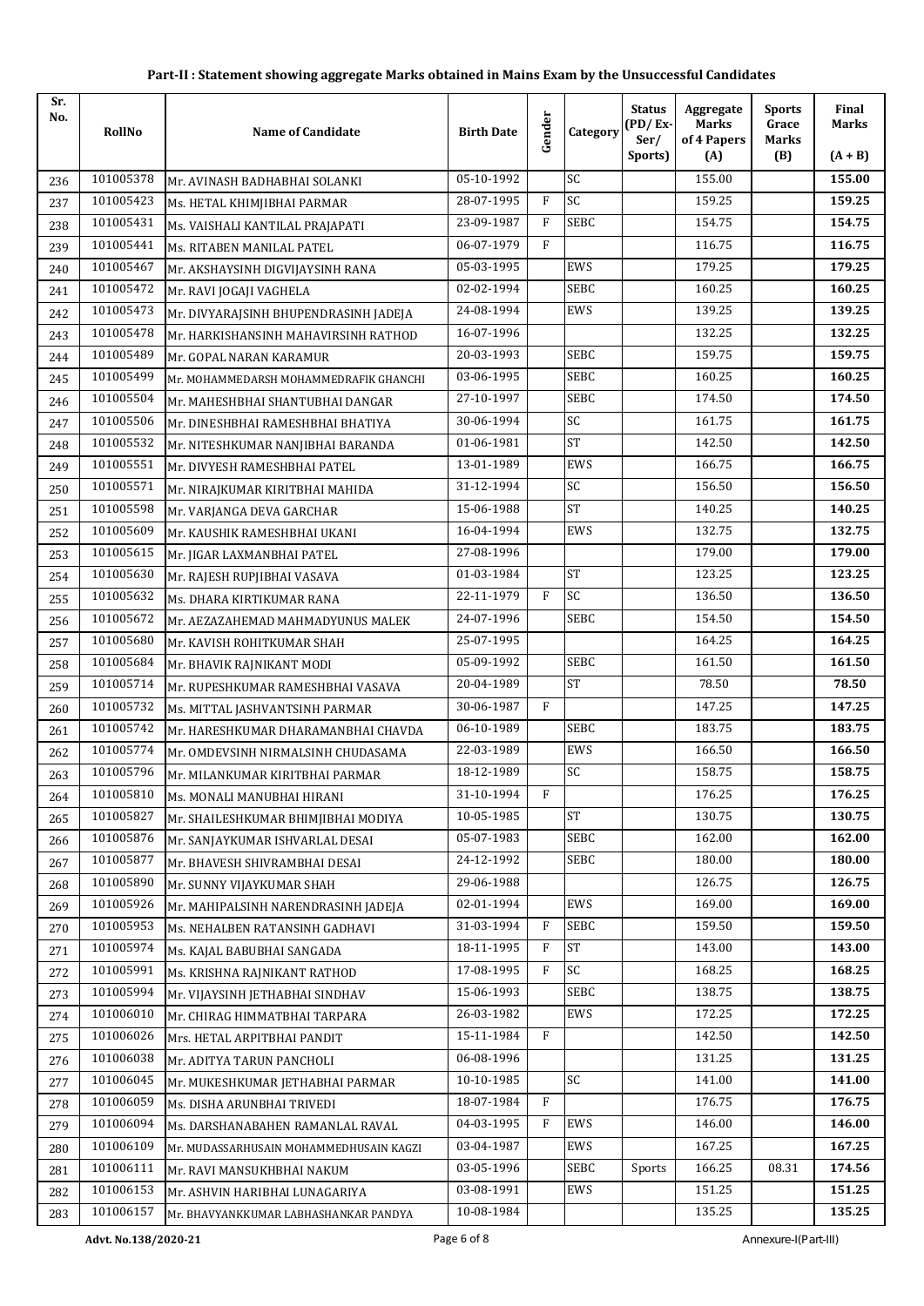## Part-II : Statement showing aggregate Marks obtained in Mains Exam by the Unsuccessful Candidates

| Sr. No. | RollNo | Name of Candidate | Birth Date | Gender | Category | Status (PD/ Ex-Ser/ Sports) | Aggregate Marks of 4 Papers (A) | Sports Grace Marks (B) | Final Marks (A + B) |
|---|---|---|---|---|---|---|---|---|---|
| 236 | 101005378 | Mr. AVINASH BADHABHAI SOLANKI | 05-10-1992 | | SC | | 155.00 | | **155.00** |
| 237 | 101005423 | Ms. HETAL KHIMJIBHAI PARMAR | 28-07-1995 | F | SC | | 159.25 | | **159.25** |
| 238 | 101005431 | Ms. VAISHALI KANTILAL PRAJAPATI | 23-09-1987 | F | SEBC | | 154.75 | | **154.75** |
| 239 | 101005441 | Ms. RITABEN MANILAL PATEL | 06-07-1979 | F | | | 116.75 | | **116.75** |
| 240 | 101005467 | Mr. AKSHAYSINH DIGVIJAYSINH RANA | 05-03-1995 | | EWS | | 179.25 | | **179.25** |
| 241 | 101005472 | Mr. RAVI JOGAJI VAGHELA | 02-02-1994 | | SEBC | | 160.25 | | **160.25** |
| 242 | 101005473 | Mr. DIVYARAJSINH BHUPENDRASINH JADEJA | 24-08-1994 | | EWS | | 139.25 | | **139.25** |
| 243 | 101005478 | Mr. HARKISHANSINH MAHAVIRSINH RATHOD | 16-07-1996 | | | | 132.25 | | **132.25** |
| 244 | 101005489 | Mr. GOPAL NARAN KARAMUR | 20-03-1993 | | SEBC | | 159.75 | | **159.75** |
| 245 | 101005499 | Mr. MOHAMMEDARSH MOHAMMEDRAFIK GHANCHI | 03-06-1995 | | SEBC | | 160.25 | | **160.25** |
| 246 | 101005504 | Mr. MAHESHBHAI SHANTUBHAI DANGAR | 27-10-1997 | | SEBC | | 174.50 | | **174.50** |
| 247 | 101005506 | Mr. DINESHBHAI RAMESHBHAI BHATIYA | 30-06-1994 | | SC | | 161.75 | | **161.75** |
| 248 | 101005532 | Mr. NITESHKUMAR NANJIBHAI BARANDA | 01-06-1981 | | ST | | 142.50 | | **142.50** |
| 249 | 101005551 | Mr. DIVYESH RAMESHBHAI PATEL | 13-01-1989 | | EWS | | 166.75 | | **166.75** |
| 250 | 101005571 | Mr. NIRAJKUMAR KIRITBHAI MAHIDA | 31-12-1994 | | SC | | 156.50 | | **156.50** |
| 251 | 101005598 | Mr. VARJANGA DEVA GARCHAR | 15-06-1988 | | ST | | 140.25 | | **140.25** |
| 252 | 101005609 | Mr. KAUSHIK RAMESHBHAI UKANI | 16-04-1994 | | EWS | | 132.75 | | **132.75** |
| 253 | 101005615 | Mr. JIGAR LAXMANBHAI PATEL | 27-08-1996 | | | | 179.00 | | **179.00** |
| 254 | 101005630 | Mr. RAJESH RUPJIBHAI VASAVA | 01-03-1984 | | ST | | 123.25 | | **123.25** |
| 255 | 101005632 | Ms. DHARA KIRTIKUMAR RANA | 22-11-1979 | F | SC | | 136.50 | | **136.50** |
| 256 | 101005672 | Mr. AEZAZAHEMAD MAHMADYUNUS MALEK | 24-07-1996 | | SEBC | | 154.50 | | **154.50** |
| 257 | 101005680 | Mr. KAVISH ROHITKUMAR SHAH | 25-07-1995 | | | | 164.25 | | **164.25** |
| 258 | 101005684 | Mr. BHAVIK RAJNIKANT MODI | 05-09-1992 | | SEBC | | 161.50 | | **161.50** |
| 259 | 101005714 | Mr. RUPESHKUMAR RAMESHBHAI VASAVA | 20-04-1989 | | ST | | 78.50 | | **78.50** |
| 260 | 101005732 | Ms. MITTAL JASHVANTSINH PARMAR | 30-06-1987 | F | | | 147.25 | | **147.25** |
| 261 | 101005742 | Mr. HARESHKUMAR DHARAMANBHAI CHAVDA | 06-10-1989 | | SEBC | | 183.75 | | **183.75** |
| 262 | 101005774 | Mr. OMDEVSINH NIRMALSINH CHUDASAMA | 22-03-1989 | | EWS | | 166.50 | | **166.50** |
| 263 | 101005796 | Mr. MILANKUMAR KIRITBHAI PARMAR | 18-12-1989 | | SC | | 158.75 | | **158.75** |
| 264 | 101005810 | Ms. MONALI MANUBHAI HIRANI | 31-10-1994 | F | | | 176.25 | | **176.25** |
| 265 | 101005827 | Mr. SHAILESHKUMAR BHIMJIBHAI MODIYA | 10-05-1985 | | ST | | 130.75 | | **130.75** |
| 266 | 101005876 | Mr. SANJAYKUMAR ISHVARLAL DESAI | 05-07-1983 | | SEBC | | 162.00 | | **162.00** |
| 267 | 101005877 | Mr. BHAVESH SHIVRAMBHAI DESAI | 24-12-1992 | | SEBC | | 180.00 | | **180.00** |
| 268 | 101005890 | Mr. SUNNY VIJAYKUMAR SHAH | 29-06-1988 | | | | 126.75 | | **126.75** |
| 269 | 101005926 | Mr. MAHIPALSINH NARENDRASINH JADEJA | 02-01-1994 | | EWS | | 169.00 | | **169.00** |
| 270 | 101005953 | Ms. NEHALBEN RATANSINH GADHAVI | 31-03-1994 | F | SEBC | | 159.50 | | **159.50** |
| 271 | 101005974 | Ms. KAJAL BABUBHAI SANGADA | 18-11-1995 | F | ST | | 143.00 | | **143.00** |
| 272 | 101005991 | Ms. KRISHNA RAJNIKANT RATHOD | 17-08-1995 | F | SC | | 168.25 | | **168.25** |
| 273 | 101005994 | Mr. VIJAYSINH JETHABHAI SINDHAV | 15-06-1993 | | SEBC | | 138.75 | | **138.75** |
| 274 | 101006010 | Mr. CHIRAG HIMMATBHAI TARPARA | 26-03-1982 | | EWS | | 172.25 | | **172.25** |
| 275 | 101006026 | Mrs. HETAL ARPITBHAI PANDIT | 15-11-1984 | F | | | 142.50 | | **142.50** |
| 276 | 101006038 | Mr. ADITYA TARUN PANCHOLI | 06-08-1996 | | | | 131.25 | | **131.25** |
| 277 | 101006045 | Mr. MUKESHKUMAR JETHABHAI PARMAR | 10-10-1985 | | SC | | 141.00 | | **141.00** |
| 278 | 101006059 | Ms. DISHA ARUNBHAI TRIVEDI | 18-07-1984 | F | | | 176.75 | | **176.75** |
| 279 | 101006094 | Ms. DARSHANABAHEN RAMANLAL RAVAL | 04-03-1995 | F | EWS | | 146.00 | | **146.00** |
| 280 | 101006109 | Mr. MUDASSARHUSAIN MOHAMMEDHUSAIN KAGZI | 03-04-1987 | | EWS | | 167.25 | | **167.25** |
| 281 | 101006111 | Mr. RAVI MANSUKHBHAI NAKUM | 03-05-1996 | | SEBC | Sports | 166.25 | 08.31 | **174.56** |
| 282 | 101006153 | Mr. ASHVIN HARIBHAI LUNAGARIYA | 03-08-1991 | | EWS | | 151.25 | | **151.25** |
| 283 | 101006157 | Mr. BHAVYANKKUMAR LABHASHANKAR PANDYA | 10-08-1984 | | | | 135.25 | | **135.25** |

**Advt. No.138/2020-21** Annexure-I(Part-III)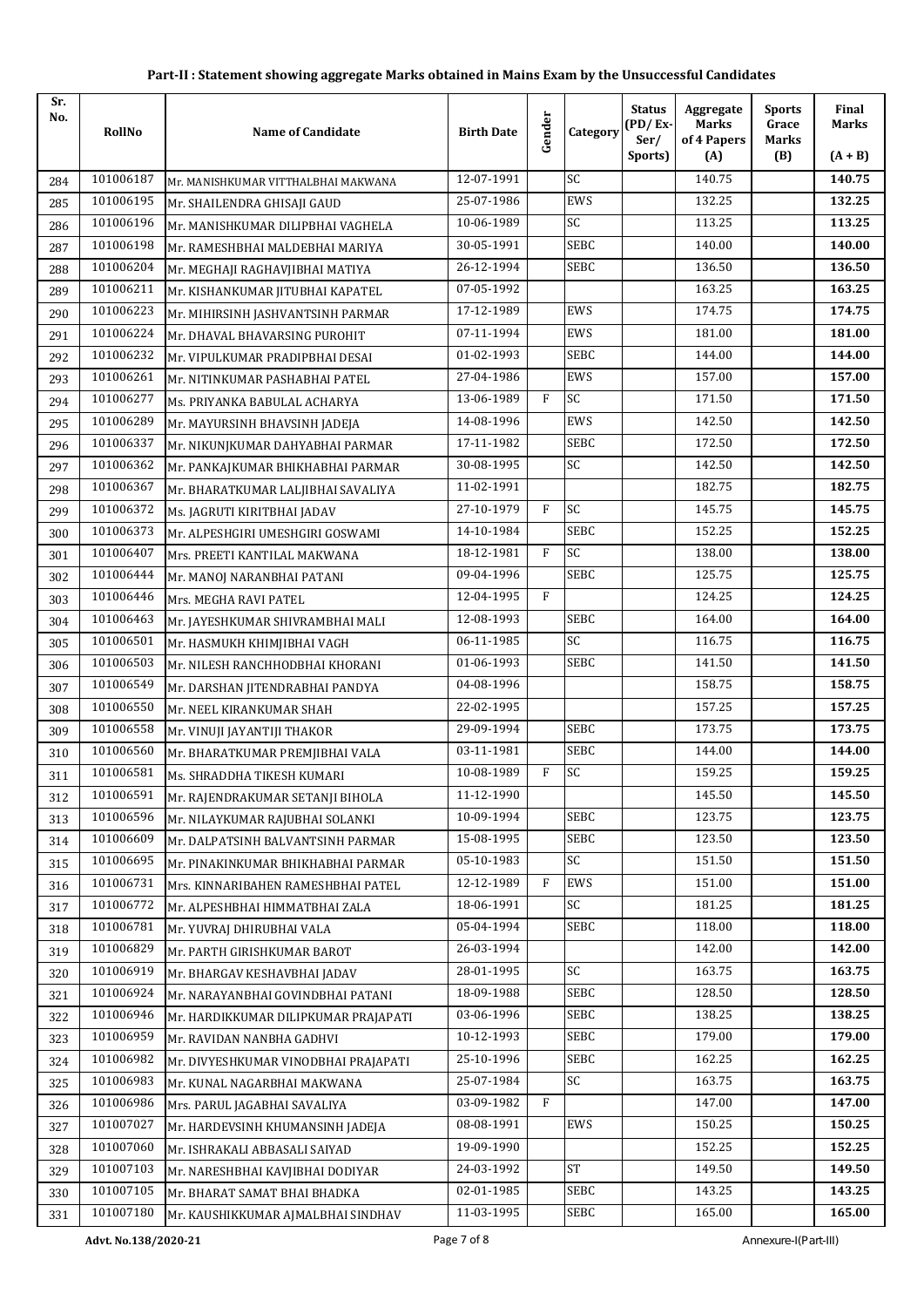**Part-II : Statement showing aggregate Marks obtained in Mains Exam by the Unsuccessful Candidates**

| Sr. No. | RollNo | Name of Candidate | Birth Date | Gender | Category | Status (PD/ Ex-Ser/ Sports) | Aggregate Marks of 4 Papers (A) | Sports Grace Marks (B) | Final Marks (A + B) |
|---|---|---|---|---|---|---|---|---|---|
| 284 | 101006187 | Mr. MANISHKUMAR VITTHALBHAI MAKWANA | 12-07-1991 | | SC | | 140.75 | | **140.75** |
| 285 | 101006195 | Mr. SHAILENDRA GHISAJI GAUD | 25-07-1986 | | EWS | | 132.25 | | **132.25** |
| 286 | 101006196 | Mr. MANISHKUMAR DILIPBHAI VAGHELA | 10-06-1989 | | SC | | 113.25 | | **113.25** |
| 287 | 101006198 | Mr. RAMESHBHAI MALDEBHAI MARIYA | 30-05-1991 | | SEBC | | 140.00 | | **140.00** |
| 288 | 101006204 | Mr. MEGHAJI RAGHAVJIBHAI MATIYA | 26-12-1994 | | SEBC | | 136.50 | | **136.50** |
| 289 | 101006211 | Mr. KISHANKUMAR JITUBHAI KAPATEL | 07-05-1992 | | | | 163.25 | | **163.25** |
| 290 | 101006223 | Mr. MIHIRSINH JASHVANTSINH PARMAR | 17-12-1989 | | EWS | | 174.75 | | **174.75** |
| 291 | 101006224 | Mr. DHAVAL BHAVARSING PUROHIT | 07-11-1994 | | EWS | | 181.00 | | **181.00** |
| 292 | 101006232 | Mr. VIPULKUMAR PRADIPBHAI DESAI | 01-02-1993 | | SEBC | | 144.00 | | **144.00** |
| 293 | 101006261 | Mr. NITINKUMAR PASHABHAI PATEL | 27-04-1986 | | EWS | | 157.00 | | **157.00** |
| 294 | 101006277 | Ms. PRIYANKA BABULAL ACHARYA | 13-06-1989 | F | SC | | 171.50 | | **171.50** |
| 295 | 101006289 | Mr. MAYURSINH BHAVSINH JADEJA | 14-08-1996 | | EWS | | 142.50 | | **142.50** |
| 296 | 101006337 | Mr. NIKUNJKUMAR DAHYABHAI PARMAR | 17-11-1982 | | SEBC | | 172.50 | | **172.50** |
| 297 | 101006362 | Mr. PANKAJKUMAR BHIKHABHAI PARMAR | 30-08-1995 | | SC | | 142.50 | | **142.50** |
| 298 | 101006367 | Mr. BHARATKUMAR LALJIBHAI SAVALIYA | 11-02-1991 | | | | 182.75 | | **182.75** |
| 299 | 101006372 | Ms. JAGRUTI KIRITBHAI JADAV | 27-10-1979 | F | SC | | 145.75 | | **145.75** |
| 300 | 101006373 | Mr. ALPESHGIRI UMESHGIRI GOSWAMI | 14-10-1984 | | SEBC | | 152.25 | | **152.25** |
| 301 | 101006407 | Mrs. PREETI KANTILAL MAKWANA | 18-12-1981 | F | SC | | 138.00 | | **138.00** |
| 302 | 101006444 | Mr. MANOJ NARANBHAI PATANI | 09-04-1996 | | SEBC | | 125.75 | | **125.75** |
| 303 | 101006446 | Mrs. MEGHA RAVI PATEL | 12-04-1995 | F | | | 124.25 | | **124.25** |
| 304 | 101006463 | Mr. JAYESHKUMAR SHIVRAMBHAI MALI | 12-08-1993 | | SEBC | | 164.00 | | **164.00** |
| 305 | 101006501 | Mr. HASMUKH KHIMJIBHAI VAGH | 06-11-1985 | | SC | | 116.75 | | **116.75** |
| 306 | 101006503 | Mr. NILESH RANCHHODBHAI KHORANI | 01-06-1993 | | SEBC | | 141.50 | | **141.50** |
| 307 | 101006549 | Mr. DARSHAN JITENDRABHAI PANDYA | 04-08-1996 | | | | 158.75 | | **158.75** |
| 308 | 101006550 | Mr. NEEL KIRANKUMAR SHAH | 22-02-1995 | | | | 157.25 | | **157.25** |
| 309 | 101006558 | Mr. VINUJI JAYANTIJI THAKOR | 29-09-1994 | | SEBC | | 173.75 | | **173.75** |
| 310 | 101006560 | Mr. BHARATKUMAR PREMJIBHAI VALA | 03-11-1981 | | SEBC | | 144.00 | | **144.00** |
| 311 | 101006581 | Ms. SHRADDHA TIKESH KUMARI | 10-08-1989 | F | SC | | 159.25 | | **159.25** |
| 312 | 101006591 | Mr. RAJENDRAKUMAR SETANJI BIHOLA | 11-12-1990 | | | | 145.50 | | **145.50** |
| 313 | 101006596 | Mr. NILAYKUMAR RAJUBHAI SOLANKI | 10-09-1994 | | SEBC | | 123.75 | | **123.75** |
| 314 | 101006609 | Mr. DALPATSINH BALVANTSINH PARMAR | 15-08-1995 | | SEBC | | 123.50 | | **123.50** |
| 315 | 101006695 | Mr. PINAKINKUMAR BHIKHABHAI PARMAR | 05-10-1983 | | SC | | 151.50 | | **151.50** |
| 316 | 101006731 | Mrs. KINNARIBAHEN RAMESHBHAI PATEL | 12-12-1989 | F | EWS | | 151.00 | | **151.00** |
| 317 | 101006772 | Mr. ALPESHBHAI HIMMATBHAI ZALA | 18-06-1991 | | SC | | 181.25 | | **181.25** |
| 318 | 101006781 | Mr. YUVRAJ DHIRUBHAI VALA | 05-04-1994 | | SEBC | | 118.00 | | **118.00** |
| 319 | 101006829 | Mr. PARTH GIRISHKUMAR BAROT | 26-03-1994 | | | | 142.00 | | **142.00** |
| 320 | 101006919 | Mr. BHARGAV KESHAVBHAI JADAV | 28-01-1995 | | SC | | 163.75 | | **163.75** |
| 321 | 101006924 | Mr. NARAYANBHAI GOVINDBHAI PATANI | 18-09-1988 | | SEBC | | 128.50 | | **128.50** |
| 322 | 101006946 | Mr. HARDIKKUMAR DILIPKUMAR PRAJAPATI | 03-06-1996 | | SEBC | | 138.25 | | **138.25** |
| 323 | 101006959 | Mr. RAVIDAN NANBHA GADHVI | 10-12-1993 | | SEBC | | 179.00 | | **179.00** |
| 324 | 101006982 | Mr. DIVYESHKUMAR VINODBHAI PRAJAPATI | 25-10-1996 | | SEBC | | 162.25 | | **162.25** |
| 325 | 101006983 | Mr. KUNAL NAGARBHAI MAKWANA | 25-07-1984 | | SC | | 163.75 | | **163.75** |
| 326 | 101006986 | Mrs. PARUL JAGABHAI SAVALIYA | 03-09-1982 | F | | | 147.00 | | **147.00** |
| 327 | 101007027 | Mr. HARDEVSINH KHUMANSINH JADEJA | 08-08-1991 | | EWS | | 150.25 | | **150.25** |
| 328 | 101007060 | Mr. ISHRAKALI ABBASALI SAIYAD | 19-09-1990 | | | | 152.25 | | **152.25** |
| 329 | 101007103 | Mr. NARESHBHAI KAVJIBHAI DODIYAR | 24-03-1992 | | ST | | 149.50 | | **149.50** |
| 330 | 101007105 | Mr. BHARAT SAMAT BHAI BHADKA | 02-01-1985 | | SEBC | | 143.25 | | **143.25** |
| 331 | 101007180 | Mr. KAUSHIKKUMAR AJMALBHAI SINDHAV | 11-03-1995 | | SEBC | | 165.00 | | **165.00** |

**Advt. No.138/2020-21** Annexure-I(Part-III)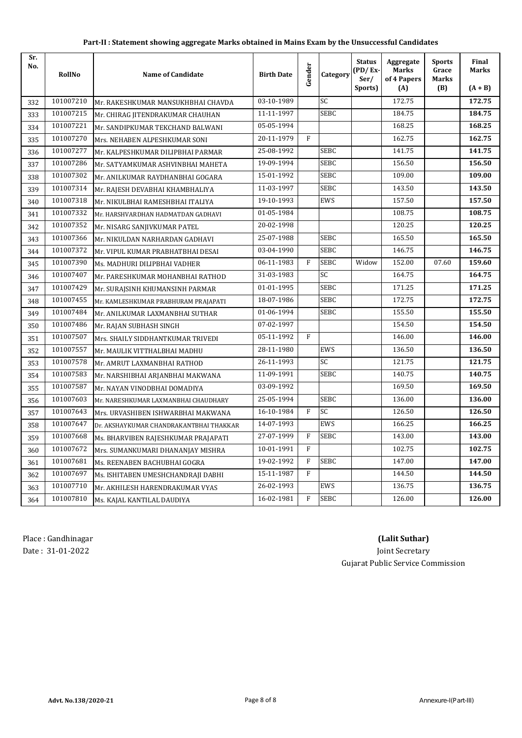**Part-II : Statement showing aggregate Marks obtained in Mains Exam by the Unsuccessful Candidates**

| Sr. No. | RollNo | Name of Candidate | Birth Date | Gender | Category | Status (PD/ Ex-Ser/ Sports) | Aggregate Marks of 4 Papers (A) | Sports Grace Marks (B) | Final Marks (A + B) |
|---|---|---|---|---|---|---|---|---|---|
| 332 | 101007210 | Mr. RAKESHKUMAR MANSUKHBHAI CHAVDA | 03-10-1989 | | SC | | 172.75 | | **172.75** |
| 333 | 101007215 | Mr. CHIRAG JITENDRAKUMAR CHAUHAN | 11-11-1997 | | SEBC | | 184.75 | | **184.75** |
| 334 | 101007221 | Mr. SANDIPKUMAR TEKCHAND BALWANI | 05-05-1994 | | | | 168.25 | | **168.25** |
| 335 | 101007270 | Mrs. NEHABEN ALPESHKUMAR SONI | 20-11-1979 | F | | | 162.75 | | **162.75** |
| 336 | 101007277 | Mr. KALPESHKUMAR DILIPBHAI PARMAR | 25-08-1992 | | SEBC | | 141.75 | | **141.75** |
| 337 | 101007286 | Mr. SATYAMKUMAR ASHVINBHAI MAHETA | 19-09-1994 | | SEBC | | 156.50 | | **156.50** |
| 338 | 101007302 | Mr. ANILKUMAR RAYDHANBHAI GOGARA | 15-01-1992 | | SEBC | | 109.00 | | **109.00** |
| 339 | 101007314 | Mr. RAJESH DEVABHAI KHAMBHALIYA | 11-03-1997 | | SEBC | | 143.50 | | **143.50** |
| 340 | 101007318 | Mr. NIKULBHAI RAMESHBHAI ITALIYA | 19-10-1993 | | EWS | | 157.50 | | **157.50** |
| 341 | 101007332 | Mr. HARSHVARDHAN HADMATDAN GADHAVI | 01-05-1984 | | | | 108.75 | | **108.75** |
| 342 | 101007352 | Mr. NISARG SANJIVKUMAR PATEL | 20-02-1998 | | | | 120.25 | | **120.25** |
| 343 | 101007366 | Mr. NIKULDAN NARHARDAN GADHAVI | 25-07-1988 | | SEBC | | 165.50 | | **165.50** |
| 344 | 101007372 | Mr. VIPUL KUMAR PRABHATBHAI DESAI | 03-04-1990 | | SEBC | | 146.75 | | **146.75** |
| 345 | 101007390 | Ms. MADHURI DILIPBHAI VADHER | 06-11-1983 | F | SEBC | Widow | 152.00 | 07.60 | **159.60** |
| 346 | 101007407 | Mr. PARESHKUMAR MOHANBHAI RATHOD | 31-03-1983 | | SC | | 164.75 | | **164.75** |
| 347 | 101007429 | Mr. SURAJSINH KHUMANSINH PARMAR | 01-01-1995 | | SEBC | | 171.25 | | **171.25** |
| 348 | 101007455 | Mr. KAMLESHKUMAR PRABHURAM PRAJAPATI | 18-07-1986 | | SEBC | | 172.75 | | **172.75** |
| 349 | 101007484 | Mr. ANILKUMAR LAXMANBHAI SUTHAR | 01-06-1994 | | SEBC | | 155.50 | | **155.50** |
| 350 | 101007486 | Mr. RAJAN SUBHASH SINGH | 07-02-1997 | | | | 154.50 | | **154.50** |
| 351 | 101007507 | Mrs. SHAILY SIDDHANTKUMAR TRIVEDI | 05-11-1992 | F | | | 146.00 | | **146.00** |
| 352 | 101007557 | Mr. MAULIK VITTHALBHAI MADHU | 28-11-1980 | | EWS | | 136.50 | | **136.50** |
| 353 | 101007578 | Mr. AMRUT LAXMANBHAI RATHOD | 26-11-1993 | | SC | | 121.75 | | **121.75** |
| 354 | 101007583 | Mr. NARSHIBHAI ARJANBHAI MAKWANA | 11-09-1991 | | SEBC | | 140.75 | | **140.75** |
| 355 | 101007587 | Mr. NAYAN VINODBHAI DOMADIYA | 03-09-1992 | | | | 169.50 | | **169.50** |
| 356 | 101007603 | Mr. NARESHKUMAR LAXMANBHAI CHAUDHARY | 25-05-1994 | | SEBC | | 136.00 | | **136.00** |
| 357 | 101007643 | Mrs. URVASHIBEN ISHWARBHAI MAKWANA | 16-10-1984 | F | SC | | 126.50 | | **126.50** |
| 358 | 101007647 | Dr. AKSHAYKUMAR CHANDRAKANTBHAI THAKKAR | 14-07-1993 | | EWS | | 166.25 | | **166.25** |
| 359 | 101007668 | Ms. BHARVIBEN RAJESHKUMAR PRAJAPATI | 27-07-1999 | F | SEBC | | 143.00 | | **143.00** |
| 360 | 101007672 | Mrs. SUMANKUMARI DHANANJAY MISHRA | 10-01-1991 | F | | | 102.75 | | **102.75** |
| 361 | 101007681 | Ms. REENABEN BACHUBHAI GOGRA | 19-02-1992 | F | SEBC | | 147.00 | | **147.00** |
| 362 | 101007697 | Ms. ISHITABEN UMESHCHANDRAJI DABHI | 15-11-1987 | F | | | 144.50 | | **144.50** |
| 363 | 101007710 | Mr. AKHILESH HARENDRAKUMAR VYAS | 26-02-1993 | | EWS | | 136.75 | | **136.75** |
| 364 | 101007810 | Ms. KAJAL KANTILAL DAUDIYA | 16-02-1981 | F | SEBC | | 126.00 | | **126.00** |

Place : Gandhinagar
Date : 31-01-2022

**(Lalit Suthar)**
Joint Secretary
Gujarat Public Service Commission

**Advt. No.138/2020-21**

Annexure-I(Part-III)